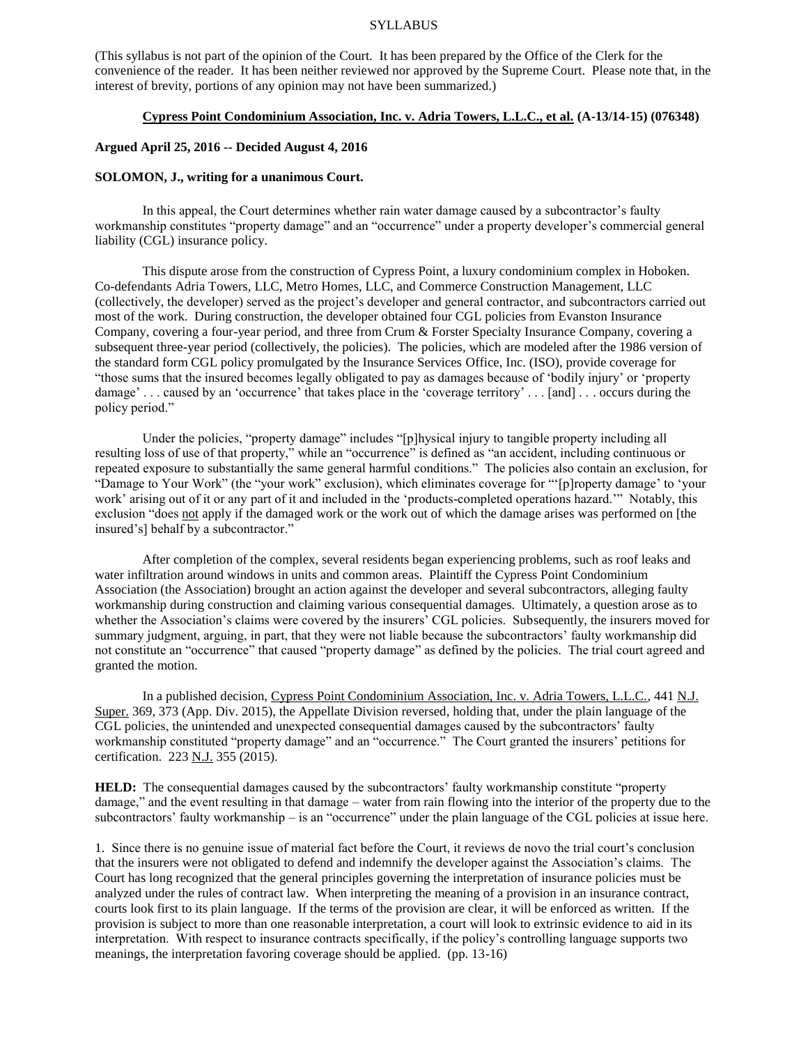SYLLABUS

(This syllabus is not part of the opinion of the Court. It has been prepared by the Office of the Clerk for the convenience of the reader. It has been neither reviewed nor approved by the Supreme Court. Please note that, in the interest of brevity, portions of any opinion may not have been summarized.)

**Cypress Point Condominium Association, Inc. v. Adria Towers, L.L.C., et al. (A-13/14-15) (076348)**

**Argued April 25, 2016 -- Decided August 4, 2016**

**SOLOMON, J., writing for a unanimous Court.**

In this appeal, the Court determines whether rain water damage caused by a subcontractor's faulty workmanship constitutes "property damage" and an "occurrence" under a property developer's commercial general liability (CGL) insurance policy.

This dispute arose from the construction of Cypress Point, a luxury condominium complex in Hoboken. Co-defendants Adria Towers, LLC, Metro Homes, LLC, and Commerce Construction Management, LLC (collectively, the developer) served as the project's developer and general contractor, and subcontractors carried out most of the work. During construction, the developer obtained four CGL policies from Evanston Insurance Company, covering a four-year period, and three from Crum & Forster Specialty Insurance Company, covering a subsequent three-year period (collectively, the policies). The policies, which are modeled after the 1986 version of the standard form CGL policy promulgated by the Insurance Services Office, Inc. (ISO), provide coverage for "those sums that the insured becomes legally obligated to pay as damages because of 'bodily injury' or 'property damage' . . . caused by an 'occurrence' that takes place in the 'coverage territory' . . . [and] . . . occurs during the policy period."

Under the policies, "property damage" includes "[p]hysical injury to tangible property including all resulting loss of use of that property," while an "occurrence" is defined as "an accident, including continuous or repeated exposure to substantially the same general harmful conditions." The policies also contain an exclusion, for "Damage to Your Work" (the "your work" exclusion), which eliminates coverage for "'[p]roperty damage' to 'your work' arising out of it or any part of it and included in the 'products-completed operations hazard.'" Notably, this exclusion "does not apply if the damaged work or the work out of which the damage arises was performed on [the insured's] behalf by a subcontractor."

After completion of the complex, several residents began experiencing problems, such as roof leaks and water infiltration around windows in units and common areas. Plaintiff the Cypress Point Condominium Association (the Association) brought an action against the developer and several subcontractors, alleging faulty workmanship during construction and claiming various consequential damages. Ultimately, a question arose as to whether the Association's claims were covered by the insurers' CGL policies. Subsequently, the insurers moved for summary judgment, arguing, in part, that they were not liable because the subcontractors' faulty workmanship did not constitute an "occurrence" that caused "property damage" as defined by the policies. The trial court agreed and granted the motion.

In a published decision, Cypress Point Condominium Association, Inc. v. Adria Towers, L.L.C., 441 N.J. Super. 369, 373 (App. Div. 2015), the Appellate Division reversed, holding that, under the plain language of the CGL policies, the unintended and unexpected consequential damages caused by the subcontractors' faulty workmanship constituted "property damage" and an "occurrence." The Court granted the insurers' petitions for certification. 223 N.J. 355 (2015).

**HELD:** The consequential damages caused by the subcontractors' faulty workmanship constitute "property damage," and the event resulting in that damage – water from rain flowing into the interior of the property due to the subcontractors' faulty workmanship – is an "occurrence" under the plain language of the CGL policies at issue here.

1. Since there is no genuine issue of material fact before the Court, it reviews de novo the trial court's conclusion that the insurers were not obligated to defend and indemnify the developer against the Association's claims. The Court has long recognized that the general principles governing the interpretation of insurance policies must be analyzed under the rules of contract law. When interpreting the meaning of a provision in an insurance contract, courts look first to its plain language. If the terms of the provision are clear, it will be enforced as written. If the provision is subject to more than one reasonable interpretation, a court will look to extrinsic evidence to aid in its interpretation. With respect to insurance contracts specifically, if the policy's controlling language supports two meanings, the interpretation favoring coverage should be applied. (pp. 13-16)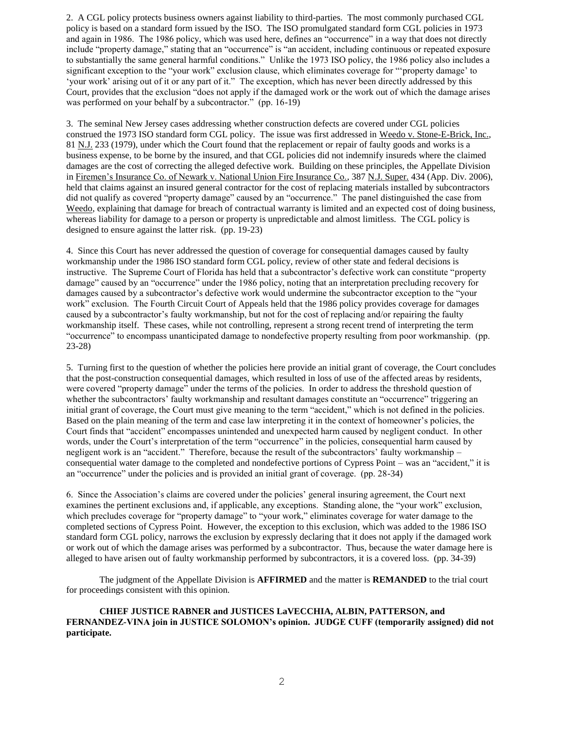2. A CGL policy protects business owners against liability to third-parties. The most commonly purchased CGL policy is based on a standard form issued by the ISO. The ISO promulgated standard form CGL policies in 1973 and again in 1986. The 1986 policy, which was used here, defines an "occurrence" in a way that does not directly include "property damage," stating that an "occurrence" is "an accident, including continuous or repeated exposure to substantially the same general harmful conditions." Unlike the 1973 ISO policy, the 1986 policy also includes a significant exception to the "your work" exclusion clause, which eliminates coverage for "'property damage' to 'your work' arising out of it or any part of it." The exception, which has never been directly addressed by this Court, provides that the exclusion "does not apply if the damaged work or the work out of which the damage arises was performed on your behalf by a subcontractor." (pp. 16-19)

3. The seminal New Jersey cases addressing whether construction defects are covered under CGL policies construed the 1973 ISO standard form CGL policy. The issue was first addressed in Weedo v. Stone-E-Brick, Inc., 81 N.J. 233 (1979), under which the Court found that the replacement or repair of faulty goods and works is a business expense, to be borne by the insured, and that CGL policies did not indemnify insureds where the claimed damages are the cost of correcting the alleged defective work. Building on these principles, the Appellate Division in Firemen's Insurance Co. of Newark v. National Union Fire Insurance Co., 387 N.J. Super. 434 (App. Div. 2006), held that claims against an insured general contractor for the cost of replacing materials installed by subcontractors did not qualify as covered "property damage" caused by an "occurrence." The panel distinguished the case from Weedo, explaining that damage for breach of contractual warranty is limited and an expected cost of doing business, whereas liability for damage to a person or property is unpredictable and almost limitless. The CGL policy is designed to ensure against the latter risk. (pp. 19-23)

4. Since this Court has never addressed the question of coverage for consequential damages caused by faulty workmanship under the 1986 ISO standard form CGL policy, review of other state and federal decisions is instructive. The Supreme Court of Florida has held that a subcontractor's defective work can constitute "property damage" caused by an "occurrence" under the 1986 policy, noting that an interpretation precluding recovery for damages caused by a subcontractor's defective work would undermine the subcontractor exception to the "your work" exclusion. The Fourth Circuit Court of Appeals held that the 1986 policy provides coverage for damages caused by a subcontractor's faulty workmanship, but not for the cost of replacing and/or repairing the faulty workmanship itself. These cases, while not controlling, represent a strong recent trend of interpreting the term "occurrence" to encompass unanticipated damage to nondefective property resulting from poor workmanship. (pp. 23-28)

5. Turning first to the question of whether the policies here provide an initial grant of coverage, the Court concludes that the post-construction consequential damages, which resulted in loss of use of the affected areas by residents, were covered "property damage" under the terms of the policies. In order to address the threshold question of whether the subcontractors' faulty workmanship and resultant damages constitute an "occurrence" triggering an initial grant of coverage, the Court must give meaning to the term "accident," which is not defined in the policies. Based on the plain meaning of the term and case law interpreting it in the context of homeowner's policies, the Court finds that "accident" encompasses unintended and unexpected harm caused by negligent conduct. In other words, under the Court's interpretation of the term "occurrence" in the policies, consequential harm caused by negligent work is an "accident." Therefore, because the result of the subcontractors' faulty workmanship – consequential water damage to the completed and nondefective portions of Cypress Point – was an "accident," it is an "occurrence" under the policies and is provided an initial grant of coverage. (pp. 28-34)

6. Since the Association's claims are covered under the policies' general insuring agreement, the Court next examines the pertinent exclusions and, if applicable, any exceptions. Standing alone, the "your work" exclusion, which precludes coverage for "property damage" to "your work," eliminates coverage for water damage to the completed sections of Cypress Point. However, the exception to this exclusion, which was added to the 1986 ISO standard form CGL policy, narrows the exclusion by expressly declaring that it does not apply if the damaged work or work out of which the damage arises was performed by a subcontractor. Thus, because the water damage here is alleged to have arisen out of faulty workmanship performed by subcontractors, it is a covered loss. (pp. 34-39)

The judgment of the Appellate Division is **AFFIRMED** and the matter is **REMANDED** to the trial court for proceedings consistent with this opinion.

**CHIEF JUSTICE RABNER and JUSTICES LaVECCHIA, ALBIN, PATTERSON, and FERNANDEZ-VINA join in JUSTICE SOLOMON's opinion. JUDGE CUFF (temporarily assigned) did not participate.**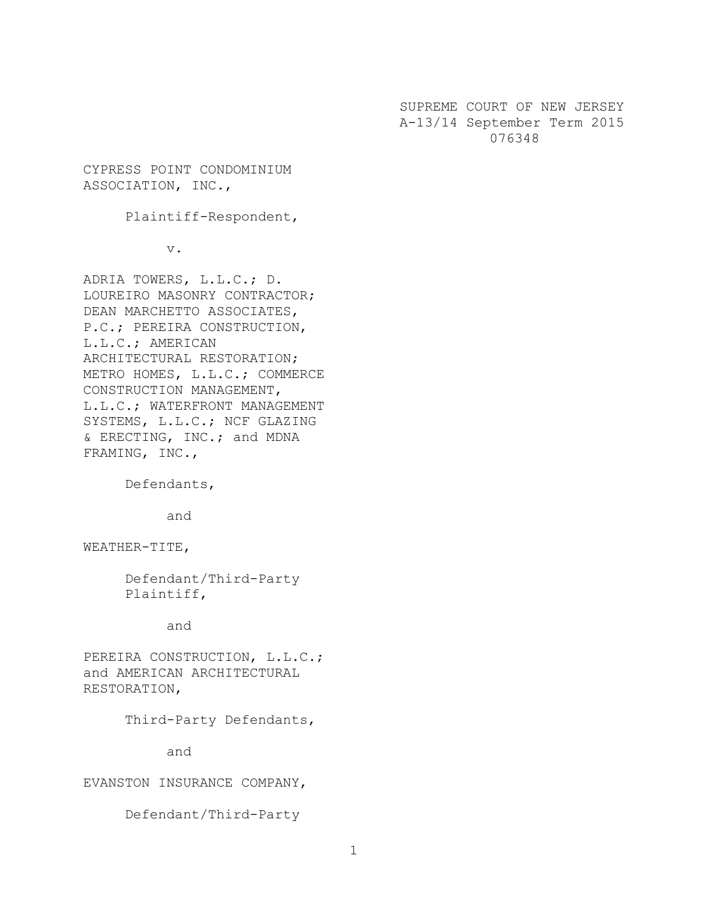SUPREME COURT OF NEW JERSEY
A-13/14 September Term 2015
076348

CYPRESS POINT CONDOMINIUM ASSOCIATION, INC.,

Plaintiff-Respondent,

v.

ADRIA TOWERS, L.L.C.; D. LOUREIRO MASONRY CONTRACTOR; DEAN MARCHETTO ASSOCIATES, P.C.; PEREIRA CONSTRUCTION, L.L.C.; AMERICAN ARCHITECTURAL RESTORATION; METRO HOMES, L.L.C.; COMMERCE CONSTRUCTION MANAGEMENT, L.L.C.; WATERFRONT MANAGEMENT SYSTEMS, L.L.C.; NCF GLAZING & ERECTING, INC.; and MDNA FRAMING, INC.,

Defendants,

and

WEATHER-TITE,

Defendant/Third-Party Plaintiff,

and

PEREIRA CONSTRUCTION, L.L.C.; and AMERICAN ARCHITECTURAL RESTORATION,

Third-Party Defendants,

and

EVANSTON INSURANCE COMPANY,

Defendant/Third-Party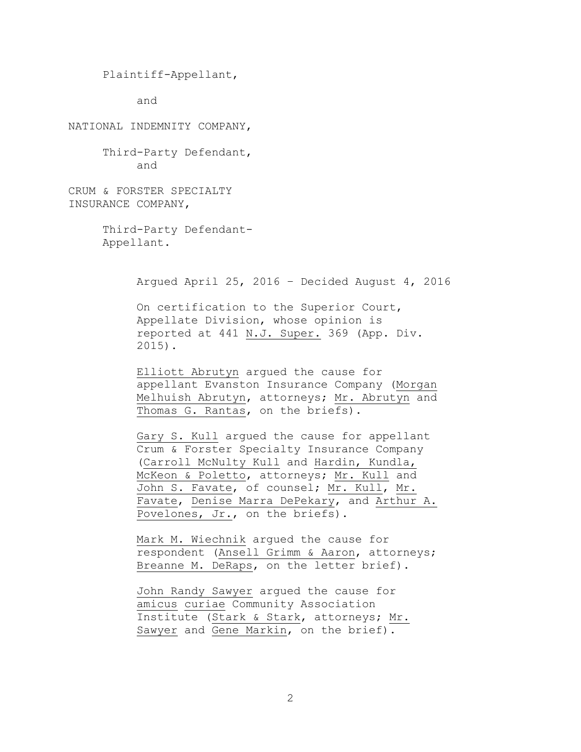Plaintiff-Appellant,

and

NATIONAL INDEMNITY COMPANY,

Third-Party Defendant,
and

CRUM & FORSTER SPECIALTY
INSURANCE COMPANY,

Third-Party Defendant-
Appellant.

Argued April 25, 2016 – Decided August 4, 2016

On certification to the Superior Court, Appellate Division, whose opinion is reported at 441 N.J. Super. 369 (App. Div. 2015).

Elliott Abrutyn argued the cause for appellant Evanston Insurance Company (Morgan Melhuish Abrutyn, attorneys; Mr. Abrutyn and Thomas G. Rantas, on the briefs).

Gary S. Kull argued the cause for appellant Crum & Forster Specialty Insurance Company (Carroll McNulty Kull and Hardin, Kundla, McKeon & Poletto, attorneys; Mr. Kull and John S. Favate, of counsel; Mr. Kull, Mr. Favate, Denise Marra DePekary, and Arthur A. Povelones, Jr., on the briefs).

Mark M. Wiechnik argued the cause for respondent (Ansell Grimm & Aaron, attorneys; Breanne M. DeRaps, on the letter brief).

John Randy Sawyer argued the cause for amicus curiae Community Association Institute (Stark & Stark, attorneys; Mr. Sawyer and Gene Markin, on the brief).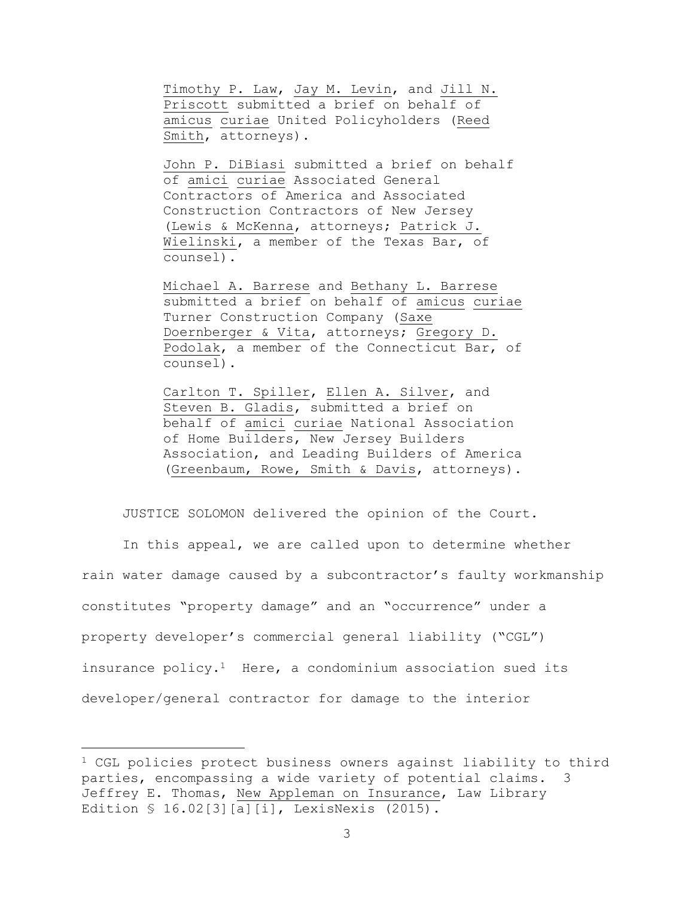Timothy P. Law, Jay M. Levin, and Jill N. Priscott submitted a brief on behalf of amicus curiae United Policyholders (Reed Smith, attorneys).

John P. DiBiasi submitted a brief on behalf of amici curiae Associated General Contractors of America and Associated Construction Contractors of New Jersey (Lewis & McKenna, attorneys; Patrick J. Wielinski, a member of the Texas Bar, of counsel).

Michael A. Barrese and Bethany L. Barrese submitted a brief on behalf of amicus curiae Turner Construction Company (Saxe Doernberger & Vita, attorneys; Gregory D. Podolak, a member of the Connecticut Bar, of counsel).

Carlton T. Spiller, Ellen A. Silver, and Steven B. Gladis, submitted a brief on behalf of amici curiae National Association of Home Builders, New Jersey Builders Association, and Leading Builders of America (Greenbaum, Rowe, Smith & Davis, attorneys).

JUSTICE SOLOMON delivered the opinion of the Court.

In this appeal, we are called upon to determine whether rain water damage caused by a subcontractor's faulty workmanship constitutes "property damage" and an "occurrence" under a property developer's commercial general liability ("CGL") insurance policy.[1] Here, a condominium association sued its developer/general contractor for damage to the interior

[1] CGL policies protect business owners against liability to third parties, encompassing a wide variety of potential claims. 3 Jeffrey E. Thomas, New Appleman on Insurance, Law Library Edition § 16.02[3][a][i], LexisNexis (2015).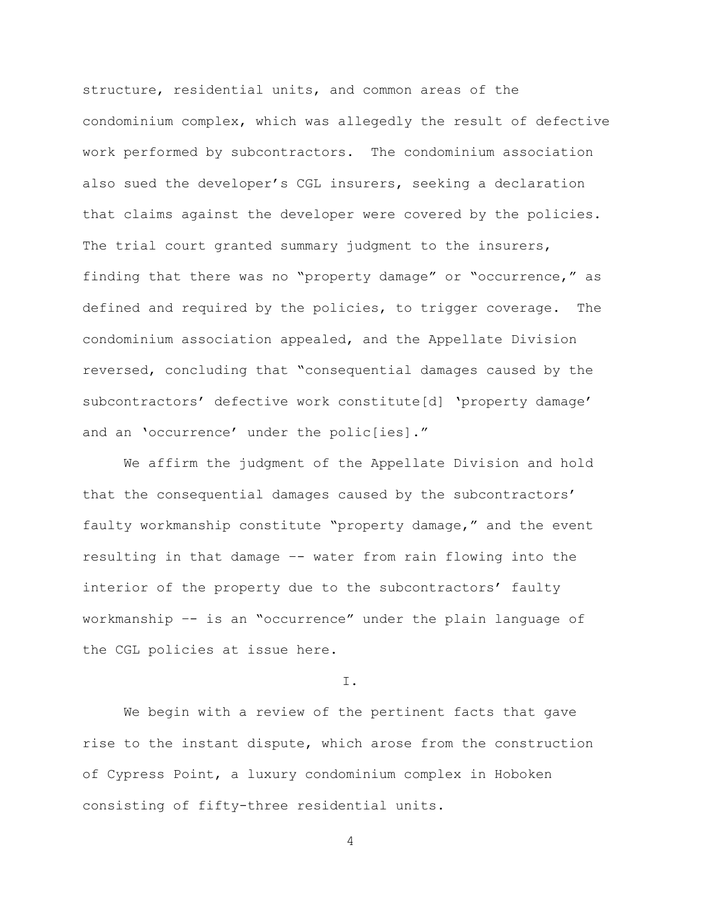structure, residential units, and common areas of the condominium complex, which was allegedly the result of defective work performed by subcontractors. The condominium association also sued the developer's CGL insurers, seeking a declaration that claims against the developer were covered by the policies. The trial court granted summary judgment to the insurers, finding that there was no "property damage" or "occurrence," as defined and required by the policies, to trigger coverage. The condominium association appealed, and the Appellate Division reversed, concluding that "consequential damages caused by the subcontractors' defective work constitute[d] 'property damage' and an 'occurrence' under the polic[ies]."

We affirm the judgment of the Appellate Division and hold that the consequential damages caused by the subcontractors' faulty workmanship constitute "property damage," and the event resulting in that damage -- water from rain flowing into the interior of the property due to the subcontractors' faulty workmanship -- is an "occurrence" under the plain language of the CGL policies at issue here.

I.

We begin with a review of the pertinent facts that gave rise to the instant dispute, which arose from the construction of Cypress Point, a luxury condominium complex in Hoboken consisting of fifty-three residential units.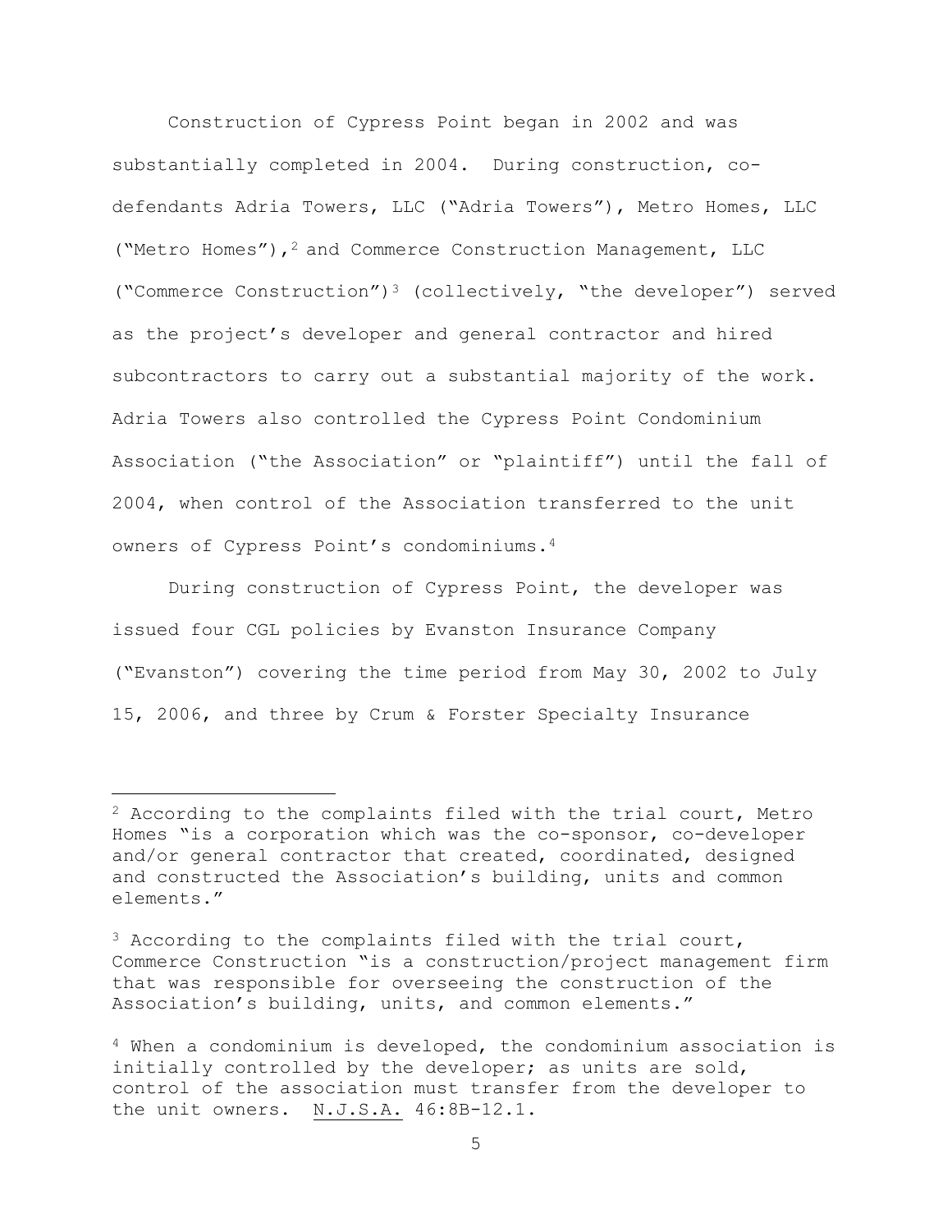Construction of Cypress Point began in 2002 and was substantially completed in 2004. During construction, co-defendants Adria Towers, LLC ("Adria Towers"), Metro Homes, LLC ("Metro Homes"),[2] and Commerce Construction Management, LLC ("Commerce Construction")[3] (collectively, "the developer") served as the project's developer and general contractor and hired subcontractors to carry out a substantial majority of the work. Adria Towers also controlled the Cypress Point Condominium Association ("the Association" or "plaintiff") until the fall of 2004, when control of the Association transferred to the unit owners of Cypress Point's condominiums.[4]

During construction of Cypress Point, the developer was issued four CGL policies by Evanston Insurance Company ("Evanston") covering the time period from May 30, 2002 to July 15, 2006, and three by Crum & Forster Specialty Insurance

---

[2] According to the complaints filed with the trial court, Metro Homes "is a corporation which was the co-sponsor, co-developer and/or general contractor that created, coordinated, designed and constructed the Association's building, units and common elements."

[3] According to the complaints filed with the trial court, Commerce Construction "is a construction/project management firm that was responsible for overseeing the construction of the Association's building, units, and common elements."

[4] When a condominium is developed, the condominium association is initially controlled by the developer; as units are sold, control of the association must transfer from the developer to the unit owners. N.J.S.A. 46:8B-12.1.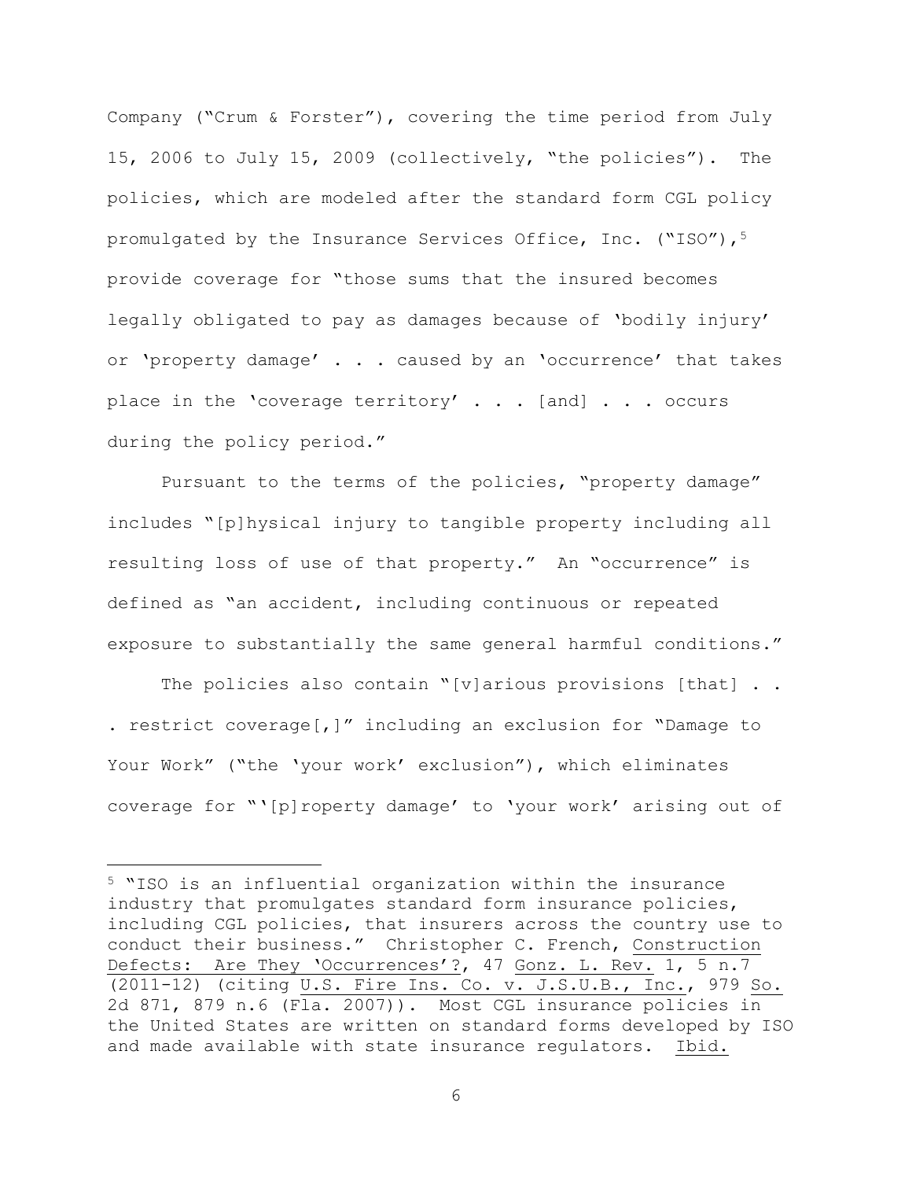Company ("Crum & Forster"), covering the time period from July 15, 2006 to July 15, 2009 (collectively, "the policies"). The policies, which are modeled after the standard form CGL policy promulgated by the Insurance Services Office, Inc. ("ISO"),[5] provide coverage for "those sums that the insured becomes legally obligated to pay as damages because of 'bodily injury' or 'property damage' . . . caused by an 'occurrence' that takes place in the 'coverage territory' . . . [and] . . . occurs during the policy period."

Pursuant to the terms of the policies, "property damage" includes "[p]hysical injury to tangible property including all resulting loss of use of that property." An "occurrence" is defined as "an accident, including continuous or repeated exposure to substantially the same general harmful conditions."

The policies also contain "[v]arious provisions [that] . . . restrict coverage[,]" including an exclusion for "Damage to Your Work" ("the 'your work' exclusion"), which eliminates coverage for "'[p]roperty damage' to 'your work' arising out of

---

[5] "ISO is an influential organization within the insurance industry that promulgates standard form insurance policies, including CGL policies, that insurers across the country use to conduct their business." Christopher C. French, Construction Defects: Are They 'Occurrences'?, 47 Gonz. L. Rev. 1, 5 n.7 (2011-12) (citing U.S. Fire Ins. Co. v. J.S.U.B., Inc., 979 So. 2d 871, 879 n.6 (Fla. 2007)). Most CGL insurance policies in the United States are written on standard forms developed by ISO and made available with state insurance regulators. Ibid.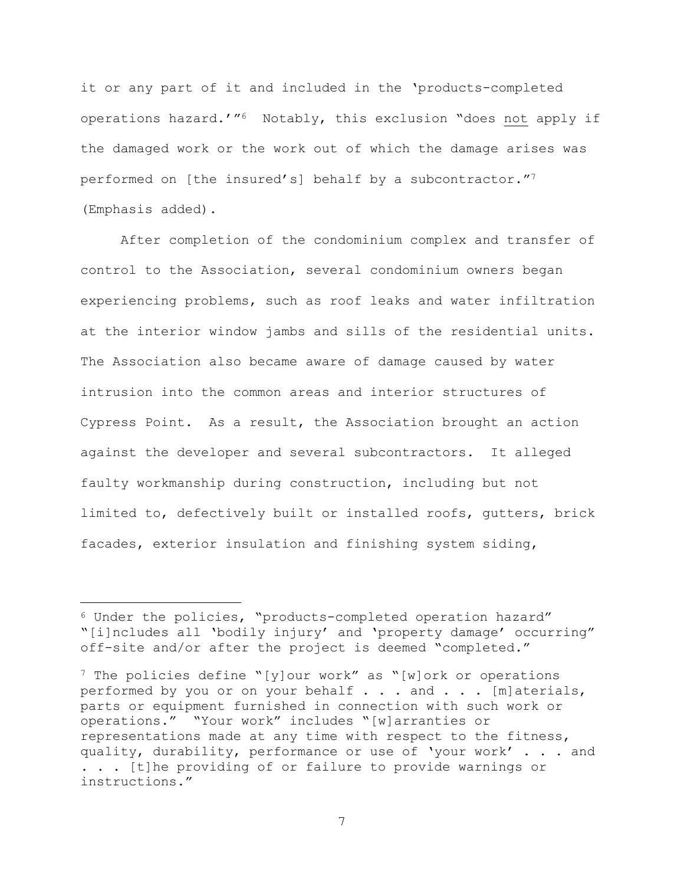it or any part of it and included in the 'products-completed operations hazard.'"[6] Notably, this exclusion "does not apply if the damaged work or the work out of which the damage arises was performed on [the insured's] behalf by a subcontractor."[7] (Emphasis added).

After completion of the condominium complex and transfer of control to the Association, several condominium owners began experiencing problems, such as roof leaks and water infiltration at the interior window jambs and sills of the residential units. The Association also became aware of damage caused by water intrusion into the common areas and interior structures of Cypress Point. As a result, the Association brought an action against the developer and several subcontractors. It alleged faulty workmanship during construction, including but not limited to, defectively built or installed roofs, gutters, brick facades, exterior insulation and finishing system siding,

---

[6] Under the policies, "products-completed operation hazard" "[i]ncludes all 'bodily injury' and 'property damage' occurring" off-site and/or after the project is deemed "completed."

[7] The policies define "[y]our work" as "[w]ork or operations performed by you or on your behalf . . . and . . . [m]aterials, parts or equipment furnished in connection with such work or operations." "Your work" includes "[w]arranties or representations made at any time with respect to the fitness, quality, durability, performance or use of 'your work' . . . and . . . [t]he providing of or failure to provide warnings or instructions."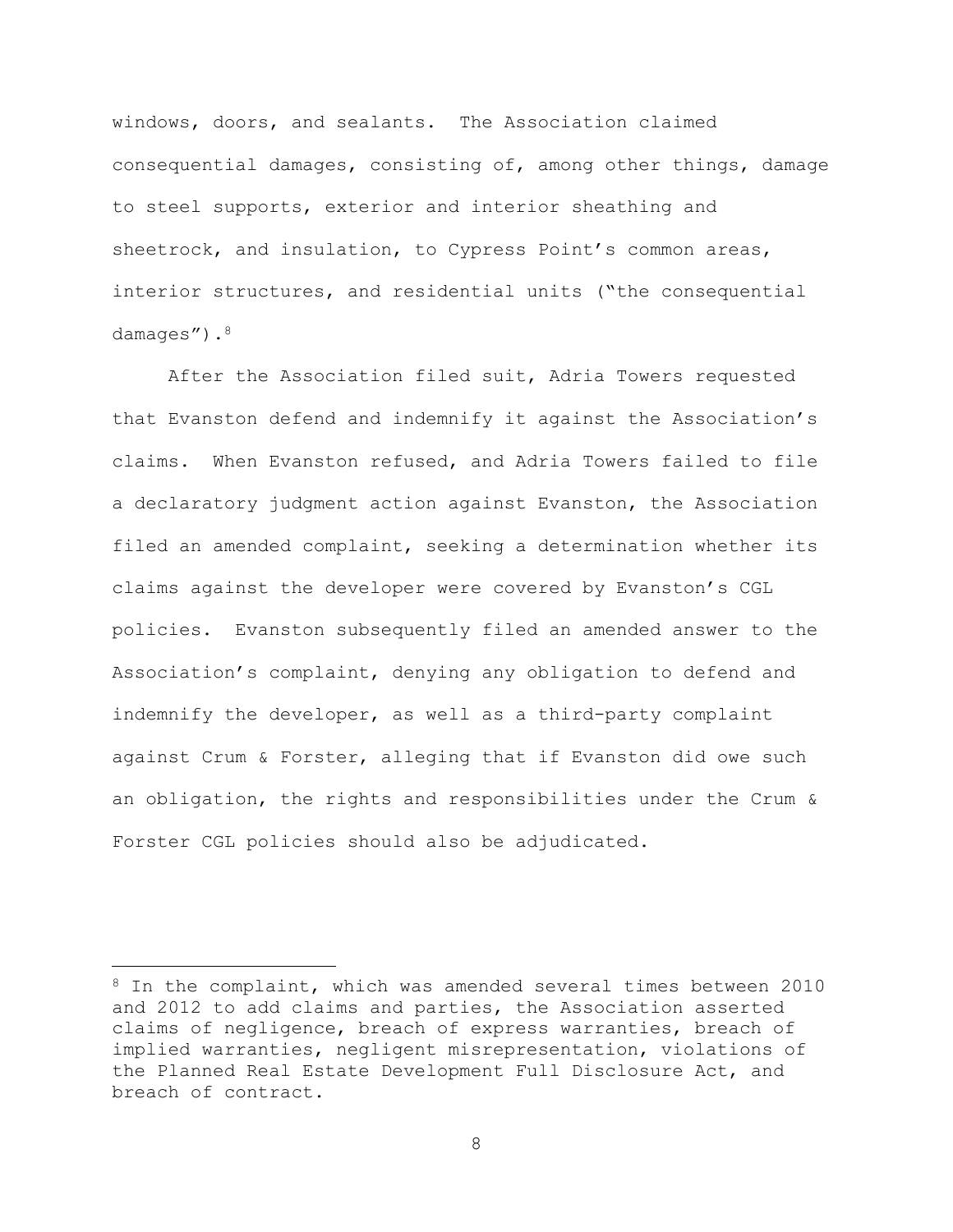windows, doors, and sealants. The Association claimed consequential damages, consisting of, among other things, damage to steel supports, exterior and interior sheathing and sheetrock, and insulation, to Cypress Point's common areas, interior structures, and residential units ("the consequential damages").[8]

After the Association filed suit, Adria Towers requested that Evanston defend and indemnify it against the Association's claims. When Evanston refused, and Adria Towers failed to file a declaratory judgment action against Evanston, the Association filed an amended complaint, seeking a determination whether its claims against the developer were covered by Evanston's CGL policies. Evanston subsequently filed an amended answer to the Association's complaint, denying any obligation to defend and indemnify the developer, as well as a third-party complaint against Crum & Forster, alleging that if Evanston did owe such an obligation, the rights and responsibilities under the Crum & Forster CGL policies should also be adjudicated.

---

[8] In the complaint, which was amended several times between 2010 and 2012 to add claims and parties, the Association asserted claims of negligence, breach of express warranties, breach of implied warranties, negligent misrepresentation, violations of the Planned Real Estate Development Full Disclosure Act, and breach of contract.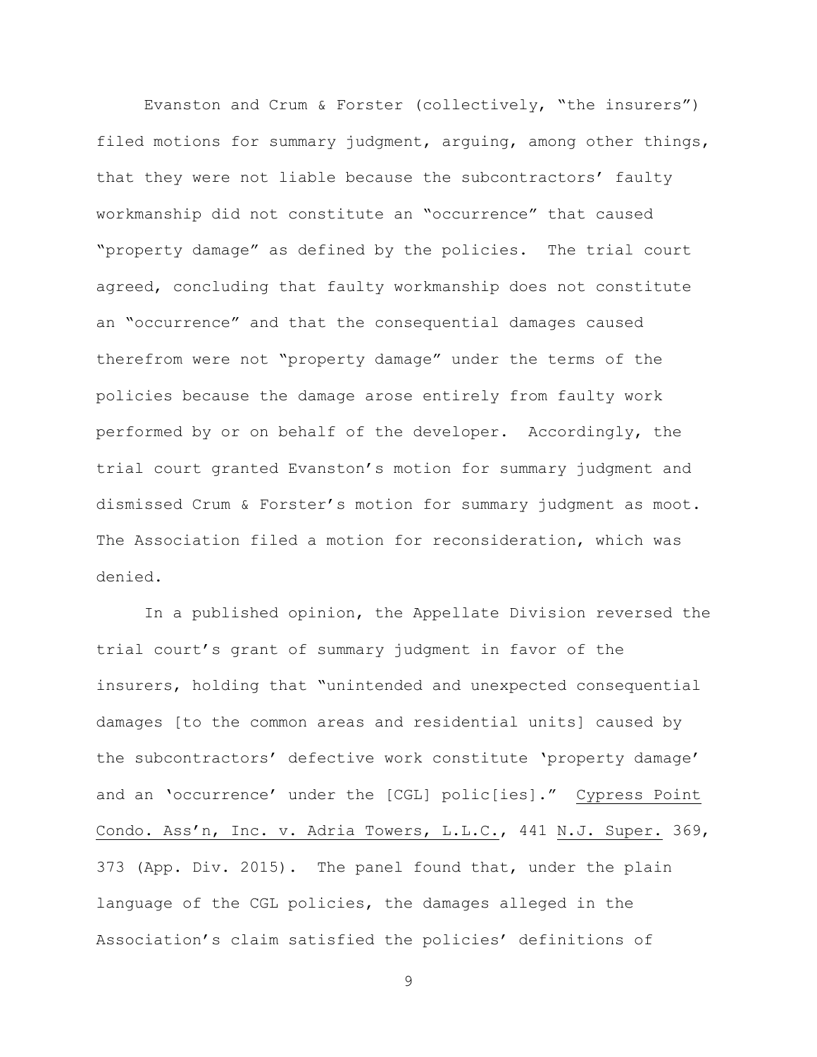Evanston and Crum & Forster (collectively, "the insurers") filed motions for summary judgment, arguing, among other things, that they were not liable because the subcontractors' faulty workmanship did not constitute an "occurrence" that caused "property damage" as defined by the policies. The trial court agreed, concluding that faulty workmanship does not constitute an "occurrence" and that the consequential damages caused therefrom were not "property damage" under the terms of the policies because the damage arose entirely from faulty work performed by or on behalf of the developer. Accordingly, the trial court granted Evanston's motion for summary judgment and dismissed Crum & Forster's motion for summary judgment as moot. The Association filed a motion for reconsideration, which was denied.

In a published opinion, the Appellate Division reversed the trial court's grant of summary judgment in favor of the insurers, holding that "unintended and unexpected consequential damages [to the common areas and residential units] caused by the subcontractors' defective work constitute 'property damage' and an 'occurrence' under the [CGL] polic[ies]." Cypress Point Condo. Ass'n, Inc. v. Adria Towers, L.L.C., 441 N.J. Super. 369, 373 (App. Div. 2015). The panel found that, under the plain language of the CGL policies, the damages alleged in the Association's claim satisfied the policies' definitions of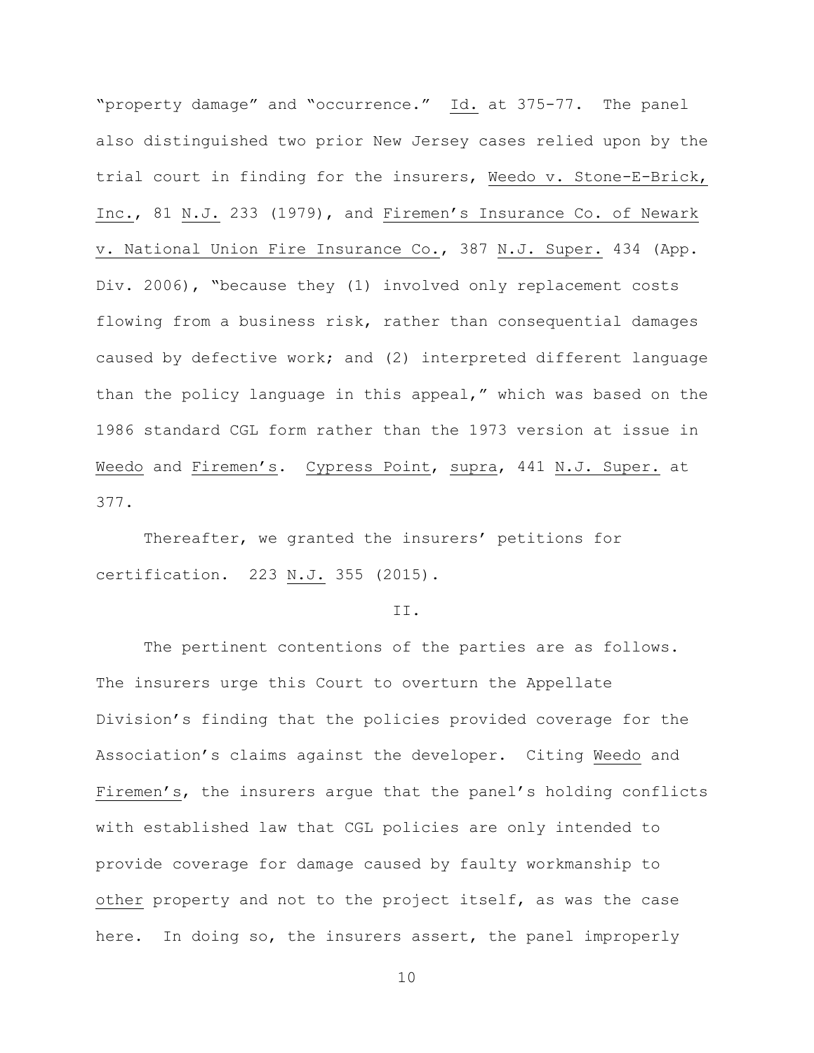"property damage" and "occurrence." Id. at 375-77. The panel also distinguished two prior New Jersey cases relied upon by the trial court in finding for the insurers, Weedo v. Stone-E-Brick, Inc., 81 N.J. 233 (1979), and Firemen's Insurance Co. of Newark v. National Union Fire Insurance Co., 387 N.J. Super. 434 (App. Div. 2006), "because they (1) involved only replacement costs flowing from a business risk, rather than consequential damages caused by defective work; and (2) interpreted different language than the policy language in this appeal," which was based on the 1986 standard CGL form rather than the 1973 version at issue in Weedo and Firemen's. Cypress Point, supra, 441 N.J. Super. at 377.

Thereafter, we granted the insurers' petitions for certification. 223 N.J. 355 (2015).

## II.

The pertinent contentions of the parties are as follows. The insurers urge this Court to overturn the Appellate Division's finding that the policies provided coverage for the Association's claims against the developer. Citing Weedo and Firemen's, the insurers argue that the panel's holding conflicts with established law that CGL policies are only intended to provide coverage for damage caused by faulty workmanship to other property and not to the project itself, as was the case here. In doing so, the insurers assert, the panel improperly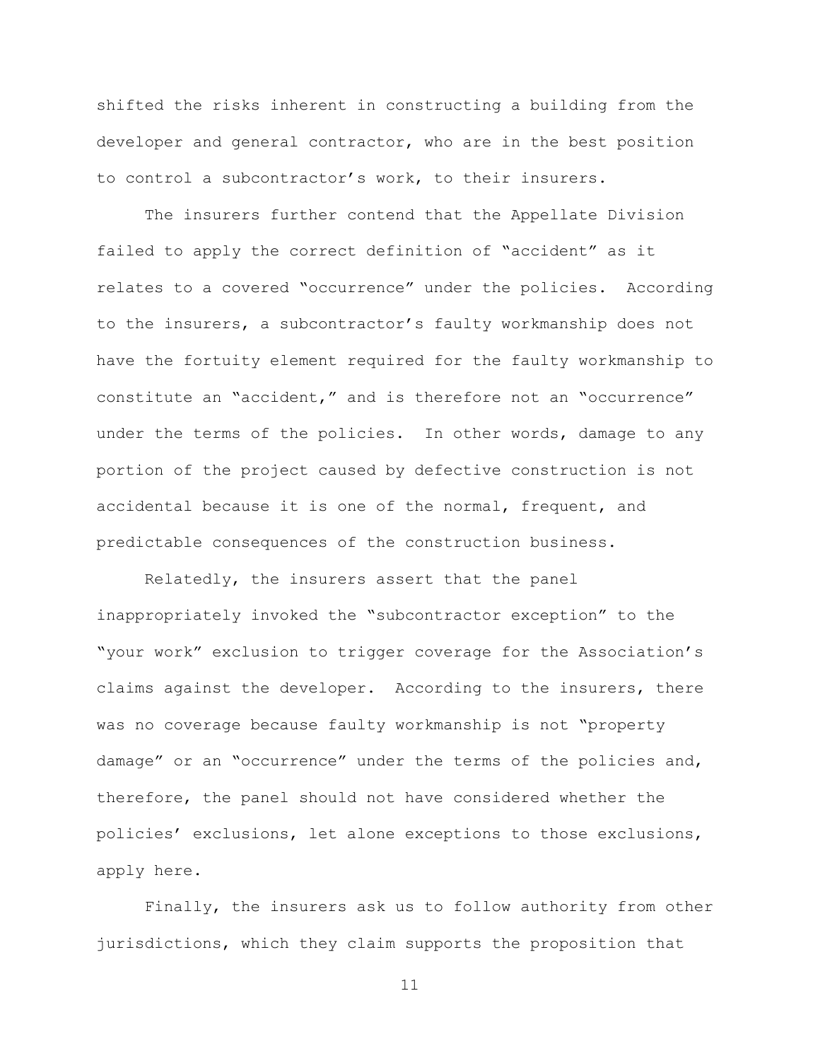shifted the risks inherent in constructing a building from the developer and general contractor, who are in the best position to control a subcontractor's work, to their insurers.

The insurers further contend that the Appellate Division failed to apply the correct definition of "accident" as it relates to a covered "occurrence" under the policies. According to the insurers, a subcontractor's faulty workmanship does not have the fortuity element required for the faulty workmanship to constitute an "accident," and is therefore not an "occurrence" under the terms of the policies. In other words, damage to any portion of the project caused by defective construction is not accidental because it is one of the normal, frequent, and predictable consequences of the construction business.

Relatedly, the insurers assert that the panel inappropriately invoked the "subcontractor exception" to the "your work" exclusion to trigger coverage for the Association's claims against the developer. According to the insurers, there was no coverage because faulty workmanship is not "property damage" or an "occurrence" under the terms of the policies and, therefore, the panel should not have considered whether the policies' exclusions, let alone exceptions to those exclusions, apply here.

Finally, the insurers ask us to follow authority from other jurisdictions, which they claim supports the proposition that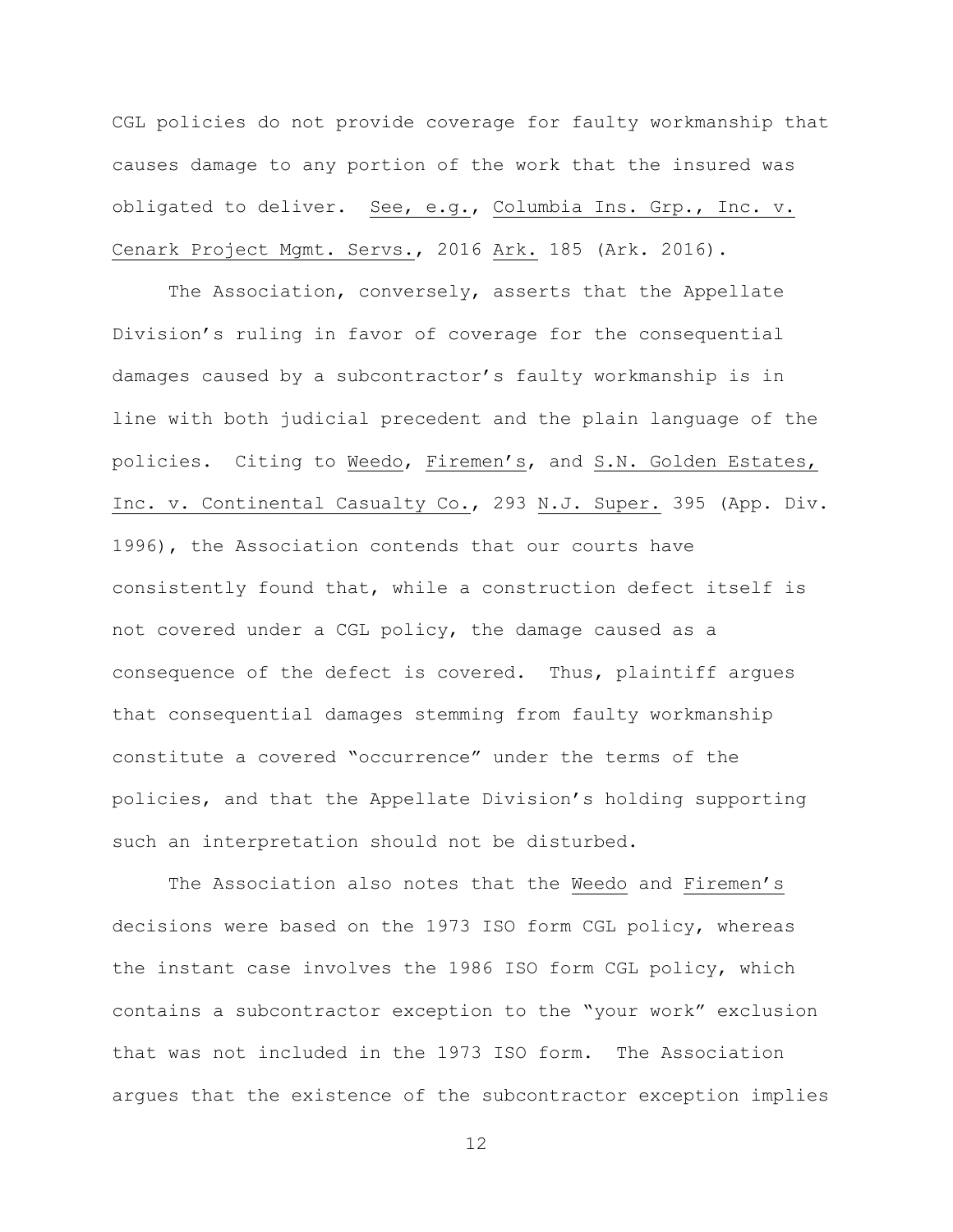CGL policies do not provide coverage for faulty workmanship that causes damage to any portion of the work that the insured was obligated to deliver. See, e.g., Columbia Ins. Grp., Inc. v. Cenark Project Mgmt. Servs., 2016 Ark. 185 (Ark. 2016).

The Association, conversely, asserts that the Appellate Division's ruling in favor of coverage for the consequential damages caused by a subcontractor's faulty workmanship is in line with both judicial precedent and the plain language of the policies. Citing to Weedo, Firemen's, and S.N. Golden Estates, Inc. v. Continental Casualty Co., 293 N.J. Super. 395 (App. Div. 1996), the Association contends that our courts have consistently found that, while a construction defect itself is not covered under a CGL policy, the damage caused as a consequence of the defect is covered. Thus, plaintiff argues that consequential damages stemming from faulty workmanship constitute a covered "occurrence" under the terms of the policies, and that the Appellate Division's holding supporting such an interpretation should not be disturbed.

The Association also notes that the Weedo and Firemen's decisions were based on the 1973 ISO form CGL policy, whereas the instant case involves the 1986 ISO form CGL policy, which contains a subcontractor exception to the "your work" exclusion that was not included in the 1973 ISO form. The Association argues that the existence of the subcontractor exception implies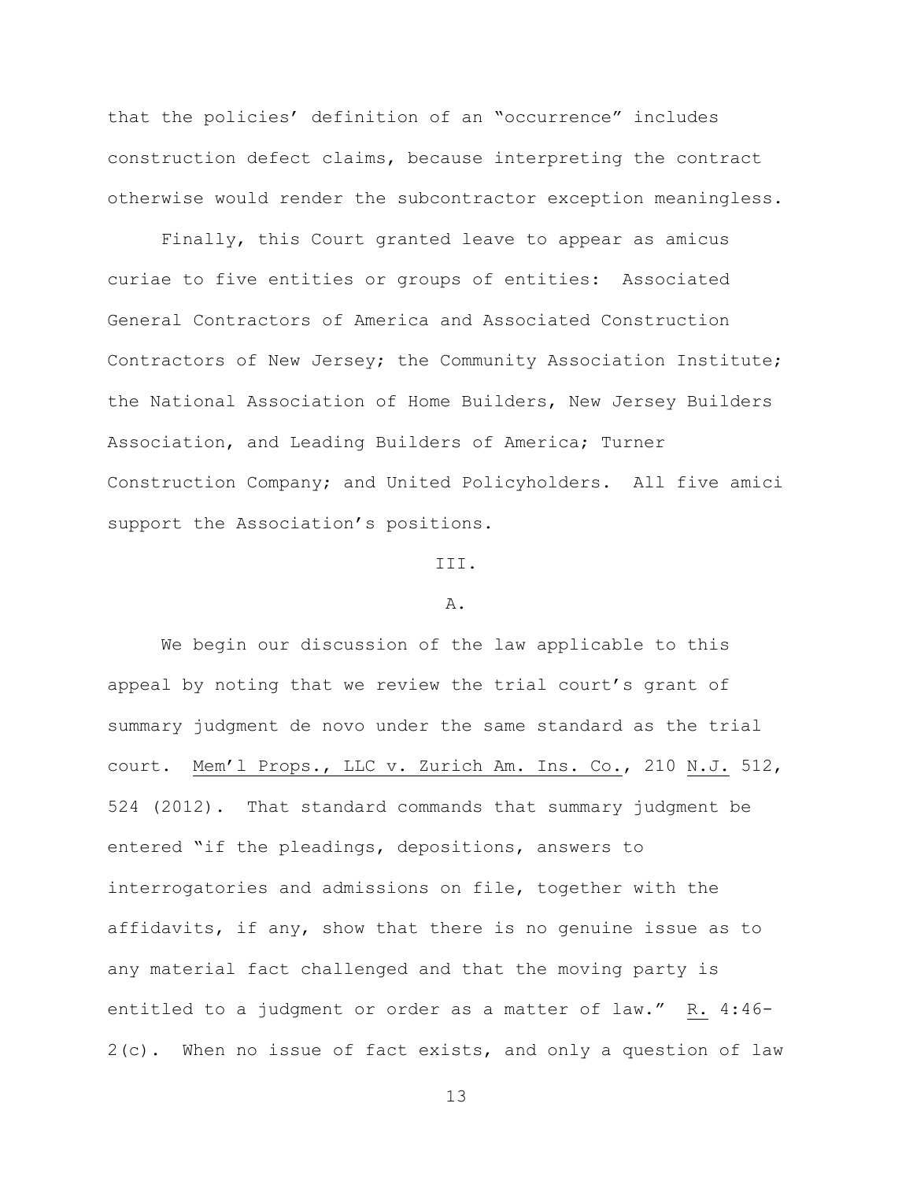that the policies' definition of an "occurrence" includes construction defect claims, because interpreting the contract otherwise would render the subcontractor exception meaningless.

Finally, this Court granted leave to appear as amicus curiae to five entities or groups of entities: Associated General Contractors of America and Associated Construction Contractors of New Jersey; the Community Association Institute; the National Association of Home Builders, New Jersey Builders Association, and Leading Builders of America; Turner Construction Company; and United Policyholders. All five amici support the Association's positions.

## III.

### A.

We begin our discussion of the law applicable to this appeal by noting that we review the trial court's grant of summary judgment de novo under the same standard as the trial court. Mem'l Props., LLC v. Zurich Am. Ins. Co., 210 N.J. 512, 524 (2012). That standard commands that summary judgment be entered "if the pleadings, depositions, answers to interrogatories and admissions on file, together with the affidavits, if any, show that there is no genuine issue as to any material fact challenged and that the moving party is entitled to a judgment or order as a matter of law." R. 4:46-2(c). When no issue of fact exists, and only a question of law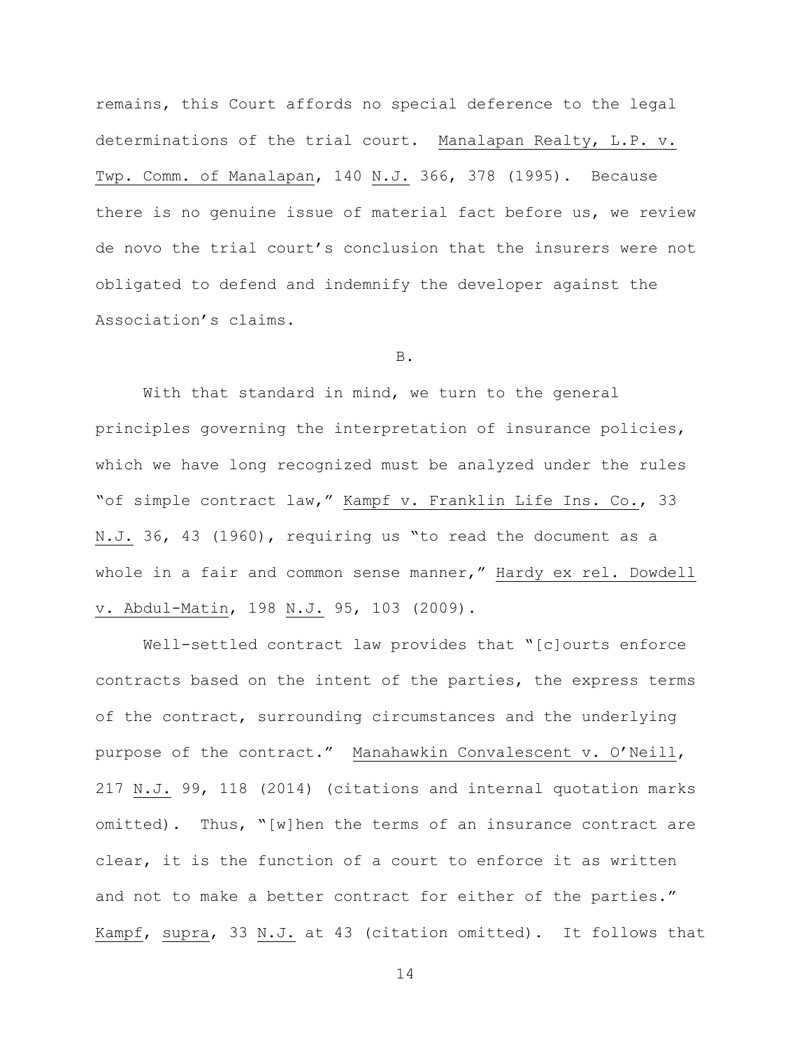remains, this Court affords no special deference to the legal determinations of the trial court. Manalapan Realty, L.P. v. Twp. Comm. of Manalapan, 140 N.J. 366, 378 (1995). Because there is no genuine issue of material fact before us, we review de novo the trial court's conclusion that the insurers were not obligated to defend and indemnify the developer against the Association's claims.

B.

With that standard in mind, we turn to the general principles governing the interpretation of insurance policies, which we have long recognized must be analyzed under the rules "of simple contract law," Kampf v. Franklin Life Ins. Co., 33 N.J. 36, 43 (1960), requiring us "to read the document as a whole in a fair and common sense manner," Hardy ex rel. Dowdell v. Abdul-Matin, 198 N.J. 95, 103 (2009).

Well-settled contract law provides that "[c]ourts enforce contracts based on the intent of the parties, the express terms of the contract, surrounding circumstances and the underlying purpose of the contract." Manahawkin Convalescent v. O'Neill, 217 N.J. 99, 118 (2014) (citations and internal quotation marks omitted). Thus, "[w]hen the terms of an insurance contract are clear, it is the function of a court to enforce it as written and not to make a better contract for either of the parties." Kampf, supra, 33 N.J. at 43 (citation omitted). It follows that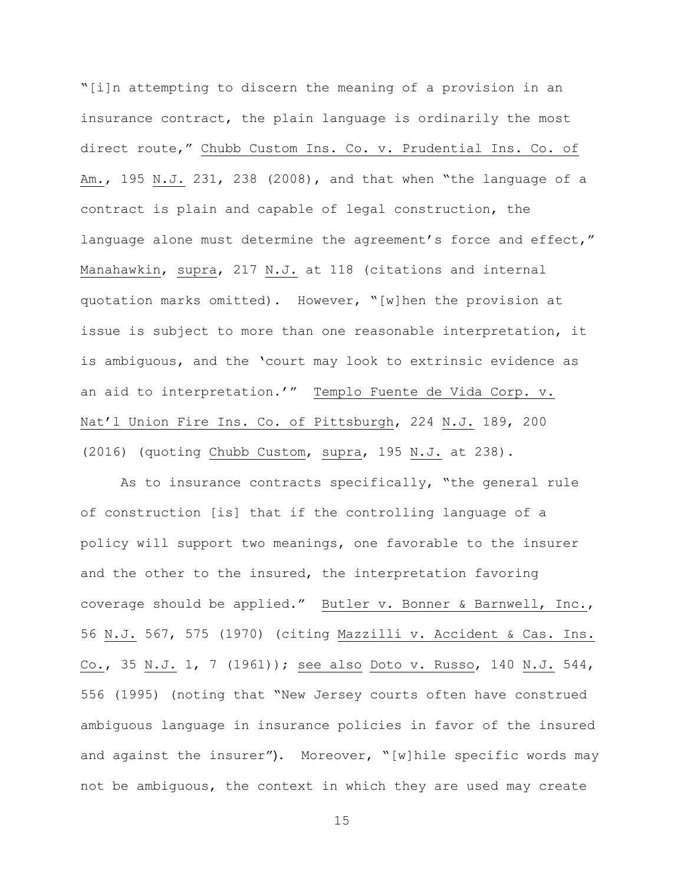"[i]n attempting to discern the meaning of a provision in an insurance contract, the plain language is ordinarily the most direct route," Chubb Custom Ins. Co. v. Prudential Ins. Co. of Am., 195 N.J. 231, 238 (2008), and that when "the language of a contract is plain and capable of legal construction, the language alone must determine the agreement's force and effect," Manahawkin, supra, 217 N.J. at 118 (citations and internal quotation marks omitted). However, "[w]hen the provision at issue is subject to more than one reasonable interpretation, it is ambiguous, and the 'court may look to extrinsic evidence as an aid to interpretation.'" Templo Fuente de Vida Corp. v. Nat'l Union Fire Ins. Co. of Pittsburgh, 224 N.J. 189, 200 (2016) (quoting Chubb Custom, supra, 195 N.J. at 238).

As to insurance contracts specifically, "the general rule of construction [is] that if the controlling language of a policy will support two meanings, one favorable to the insurer and the other to the insured, the interpretation favoring coverage should be applied." Butler v. Bonner & Barnwell, Inc., 56 N.J. 567, 575 (1970) (citing Mazzilli v. Accident & Cas. Ins. Co., 35 N.J. 1, 7 (1961)); see also Doto v. Russo, 140 N.J. 544, 556 (1995) (noting that "New Jersey courts often have construed ambiguous language in insurance policies in favor of the insured and against the insurer"). Moreover, "[w]hile specific words may not be ambiguous, the context in which they are used may create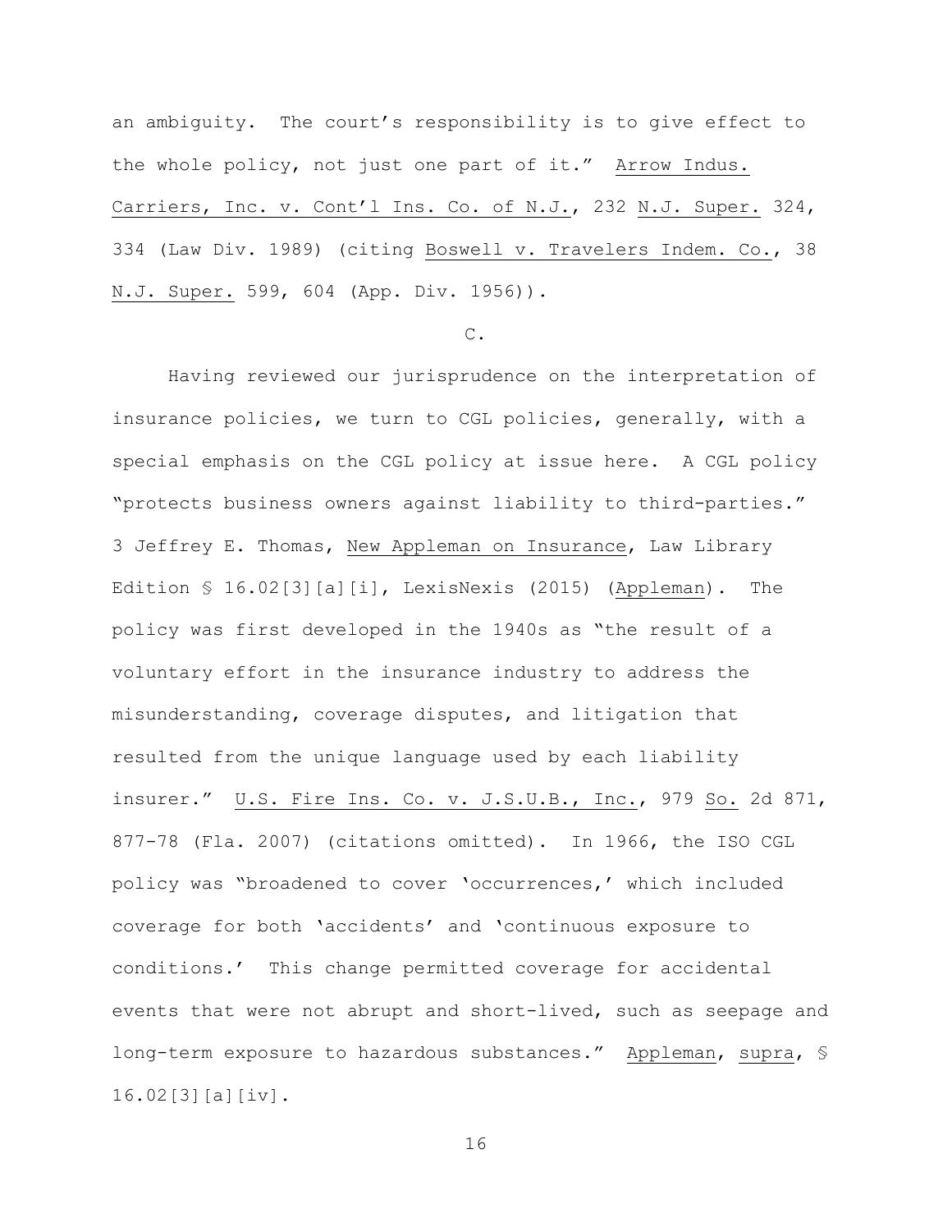an ambiguity. The court's responsibility is to give effect to the whole policy, not just one part of it." Arrow Indus. Carriers, Inc. v. Cont'l Ins. Co. of N.J., 232 N.J. Super. 324, 334 (Law Div. 1989) (citing Boswell v. Travelers Indem. Co., 38 N.J. Super. 599, 604 (App. Div. 1956)).

C.

Having reviewed our jurisprudence on the interpretation of insurance policies, we turn to CGL policies, generally, with a special emphasis on the CGL policy at issue here. A CGL policy "protects business owners against liability to third-parties." 3 Jeffrey E. Thomas, New Appleman on Insurance, Law Library Edition § 16.02[3][a][i], LexisNexis (2015) (Appleman). The policy was first developed in the 1940s as "the result of a voluntary effort in the insurance industry to address the misunderstanding, coverage disputes, and litigation that resulted from the unique language used by each liability insurer." U.S. Fire Ins. Co. v. J.S.U.B., Inc., 979 So. 2d 871, 877-78 (Fla. 2007) (citations omitted). In 1966, the ISO CGL policy was "broadened to cover 'occurrences,' which included coverage for both 'accidents' and 'continuous exposure to conditions.' This change permitted coverage for accidental events that were not abrupt and short-lived, such as seepage and long-term exposure to hazardous substances." Appleman, supra, § 16.02[3][a][iv].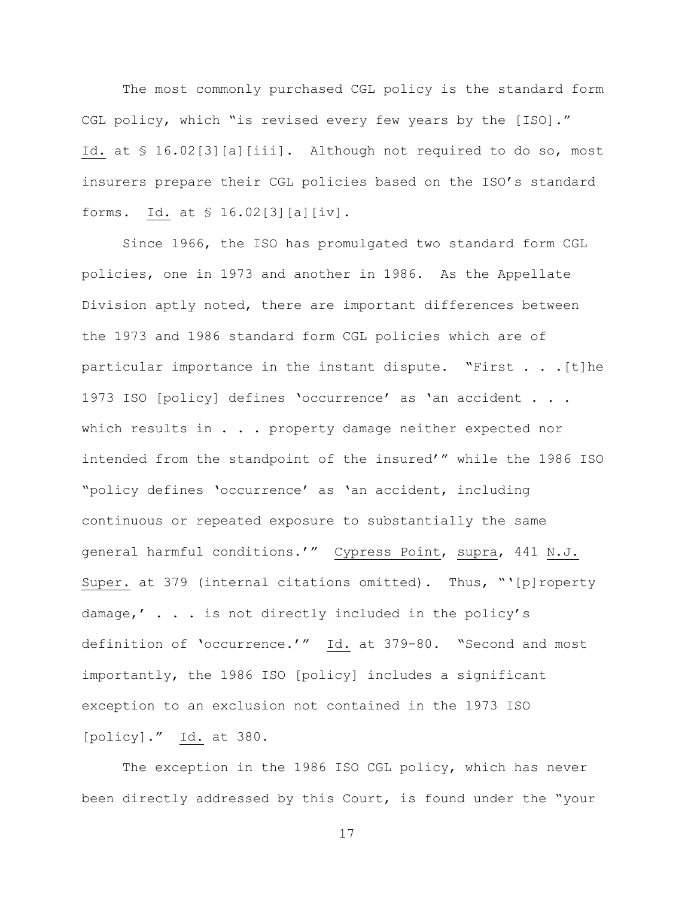The most commonly purchased CGL policy is the standard form CGL policy, which "is revised every few years by the [ISO]." Id. at § 16.02[3][a][iii]. Although not required to do so, most insurers prepare their CGL policies based on the ISO's standard forms. Id. at § 16.02[3][a][iv].

Since 1966, the ISO has promulgated two standard form CGL policies, one in 1973 and another in 1986. As the Appellate Division aptly noted, there are important differences between the 1973 and 1986 standard form CGL policies which are of particular importance in the instant dispute. "First . . .[t]he 1973 ISO [policy] defines 'occurrence' as 'an accident . . . which results in . . . property damage neither expected nor intended from the standpoint of the insured'" while the 1986 ISO "policy defines 'occurrence' as 'an accident, including continuous or repeated exposure to substantially the same general harmful conditions.'" Cypress Point, supra, 441 N.J. Super. at 379 (internal citations omitted). Thus, "'[p]roperty damage,' . . . is not directly included in the policy's definition of 'occurrence.'" Id. at 379-80. "Second and most importantly, the 1986 ISO [policy] includes a significant exception to an exclusion not contained in the 1973 ISO [policy]." Id. at 380.

The exception in the 1986 ISO CGL policy, which has never been directly addressed by this Court, is found under the "your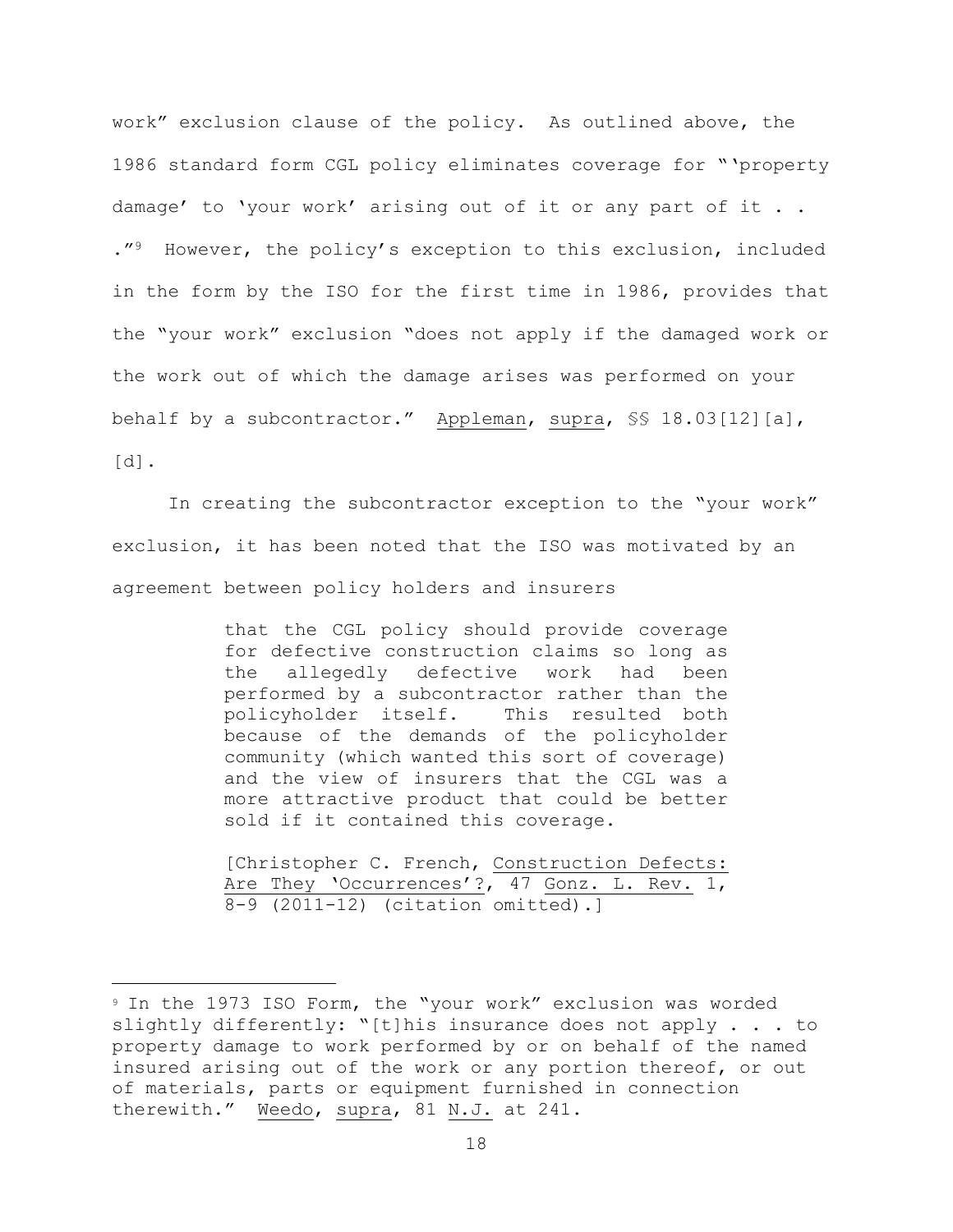work" exclusion clause of the policy. As outlined above, the 1986 standard form CGL policy eliminates coverage for "'property damage' to 'your work' arising out of it or any part of it . . ."[9] However, the policy's exception to this exclusion, included in the form by the ISO for the first time in 1986, provides that the "your work" exclusion "does not apply if the damaged work or the work out of which the damage arises was performed on your behalf by a subcontractor." Appleman, supra, §§ 18.03[12][a], [d].

In creating the subcontractor exception to the "your work" exclusion, it has been noted that the ISO was motivated by an agreement between policy holders and insurers

> that the CGL policy should provide coverage for defective construction claims so long as the allegedly defective work had been performed by a subcontractor rather than the policyholder itself. This resulted both because of the demands of the policyholder community (which wanted this sort of coverage) and the view of insurers that the CGL was a more attractive product that could be better sold if it contained this coverage.
>
> [Christopher C. French, Construction Defects: Are They 'Occurrences'?, 47 Gonz. L. Rev. 1, 8-9 (2011-12) (citation omitted).]

---

[9] In the 1973 ISO Form, the "your work" exclusion was worded slightly differently: "[t]his insurance does not apply . . . to property damage to work performed by or on behalf of the named insured arising out of the work or any portion thereof, or out of materials, parts or equipment furnished in connection therewith." Weedo, supra, 81 N.J. at 241.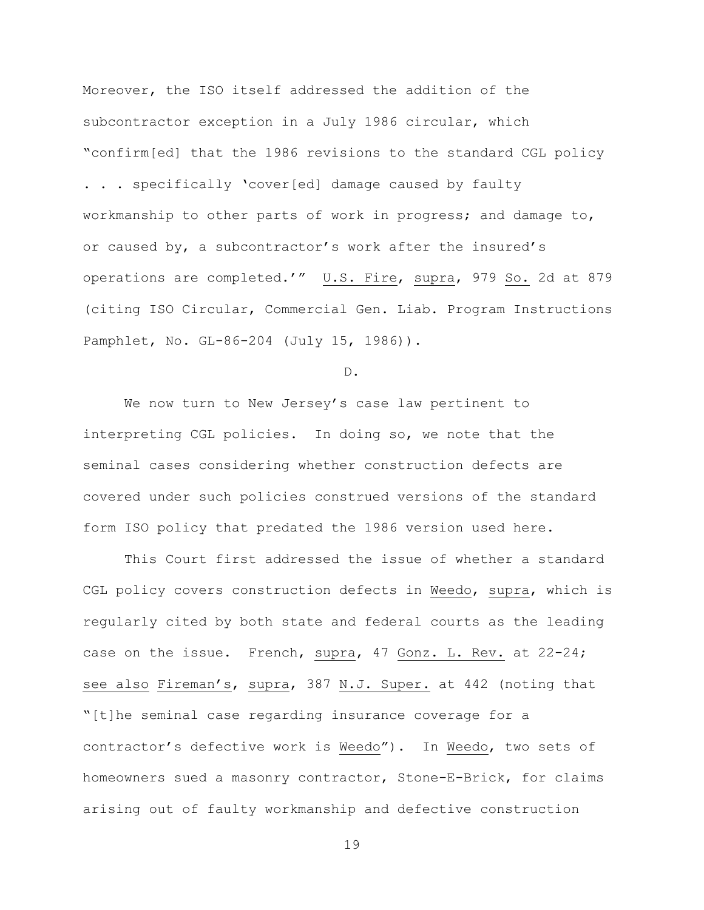Moreover, the ISO itself addressed the addition of the subcontractor exception in a July 1986 circular, which "confirm[ed] that the 1986 revisions to the standard CGL policy . . . specifically 'cover[ed] damage caused by faulty workmanship to other parts of work in progress; and damage to, or caused by, a subcontractor's work after the insured's operations are completed.'" U.S. Fire, supra, 979 So. 2d at 879 (citing ISO Circular, Commercial Gen. Liab. Program Instructions Pamphlet, No. GL-86-204 (July 15, 1986)).

D.

We now turn to New Jersey's case law pertinent to interpreting CGL policies. In doing so, we note that the seminal cases considering whether construction defects are covered under such policies construed versions of the standard form ISO policy that predated the 1986 version used here.

This Court first addressed the issue of whether a standard CGL policy covers construction defects in Weedo, supra, which is regularly cited by both state and federal courts as the leading case on the issue. French, supra, 47 Gonz. L. Rev. at 22-24; see also Fireman's, supra, 387 N.J. Super. at 442 (noting that "[t]he seminal case regarding insurance coverage for a contractor's defective work is Weedo"). In Weedo, two sets of homeowners sued a masonry contractor, Stone-E-Brick, for claims arising out of faulty workmanship and defective construction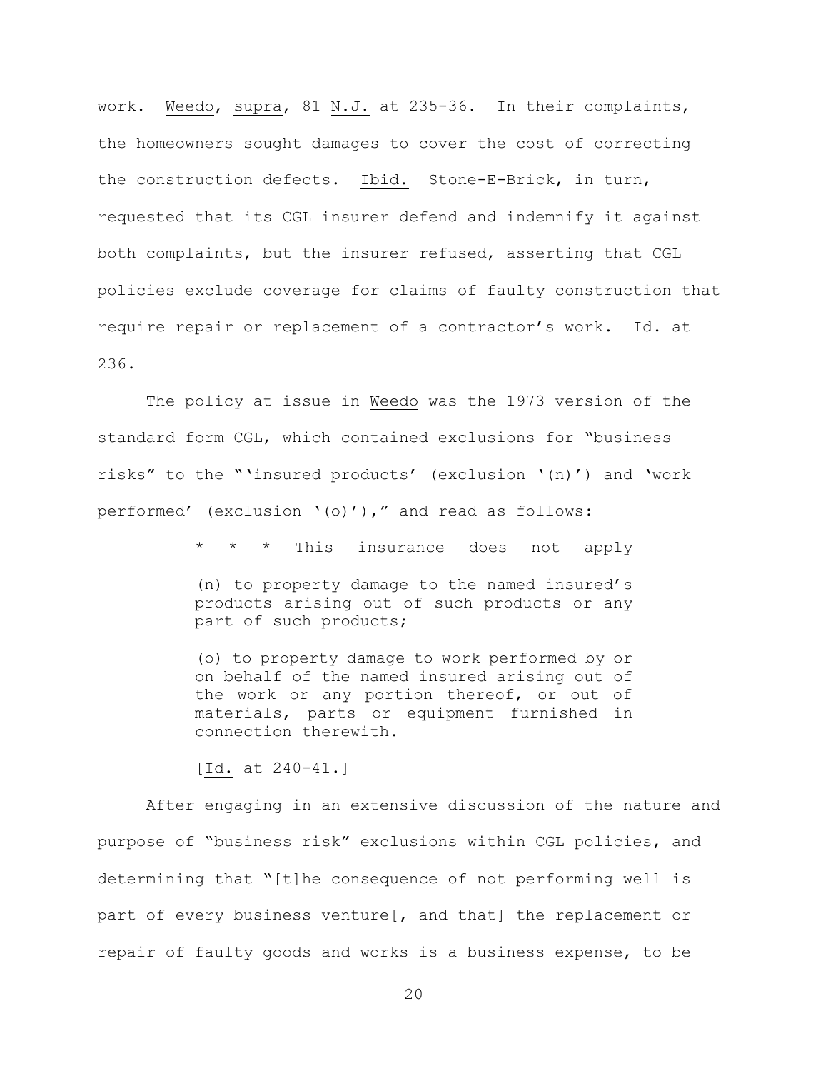work. _Weedo_, _supra_, 81 _N.J._ at 235-36. In their complaints, the homeowners sought damages to cover the cost of correcting the construction defects. _Ibid._ Stone-E-Brick, in turn, requested that its CGL insurer defend and indemnify it against both complaints, but the insurer refused, asserting that CGL policies exclude coverage for claims of faulty construction that require repair or replacement of a contractor's work. _Id._ at 236.

The policy at issue in _Weedo_ was the 1973 version of the standard form CGL, which contained exclusions for "business risks" to the "'insured products' (exclusion '(n)') and 'work performed' (exclusion '(o)')," and read as follows:

> * * * This insurance does not apply
>
> (n) to property damage to the named insured's products arising out of such products or any part of such products;
>
> (o) to property damage to work performed by or on behalf of the named insured arising out of the work or any portion thereof, or out of materials, parts or equipment furnished in connection therewith.
>
> [_Id._ at 240-41.]

After engaging in an extensive discussion of the nature and purpose of "business risk" exclusions within CGL policies, and determining that "[t]he consequence of not performing well is part of every business venture[, and that] the replacement or repair of faulty goods and works is a business expense, to be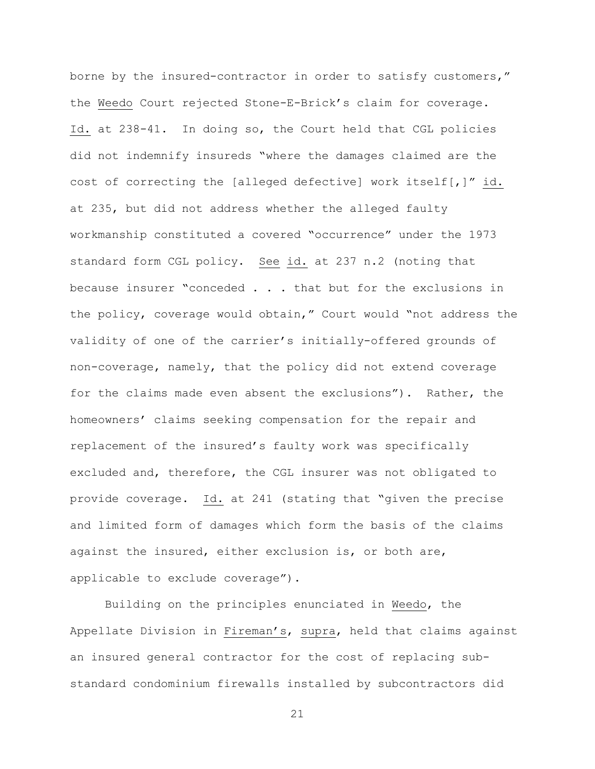borne by the insured-contractor in order to satisfy customers," the Weedo Court rejected Stone-E-Brick's claim for coverage. Id. at 238-41. In doing so, the Court held that CGL policies did not indemnify insureds "where the damages claimed are the cost of correcting the [alleged defective] work itself[,]" id. at 235, but did not address whether the alleged faulty workmanship constituted a covered "occurrence" under the 1973 standard form CGL policy. See id. at 237 n.2 (noting that because insurer "conceded . . . that but for the exclusions in the policy, coverage would obtain," Court would "not address the validity of one of the carrier's initially-offered grounds of non-coverage, namely, that the policy did not extend coverage for the claims made even absent the exclusions"). Rather, the homeowners' claims seeking compensation for the repair and replacement of the insured's faulty work was specifically excluded and, therefore, the CGL insurer was not obligated to provide coverage. Id. at 241 (stating that "given the precise and limited form of damages which form the basis of the claims against the insured, either exclusion is, or both are, applicable to exclude coverage").

Building on the principles enunciated in Weedo, the Appellate Division in Fireman's, supra, held that claims against an insured general contractor for the cost of replacing sub-standard condominium firewalls installed by subcontractors did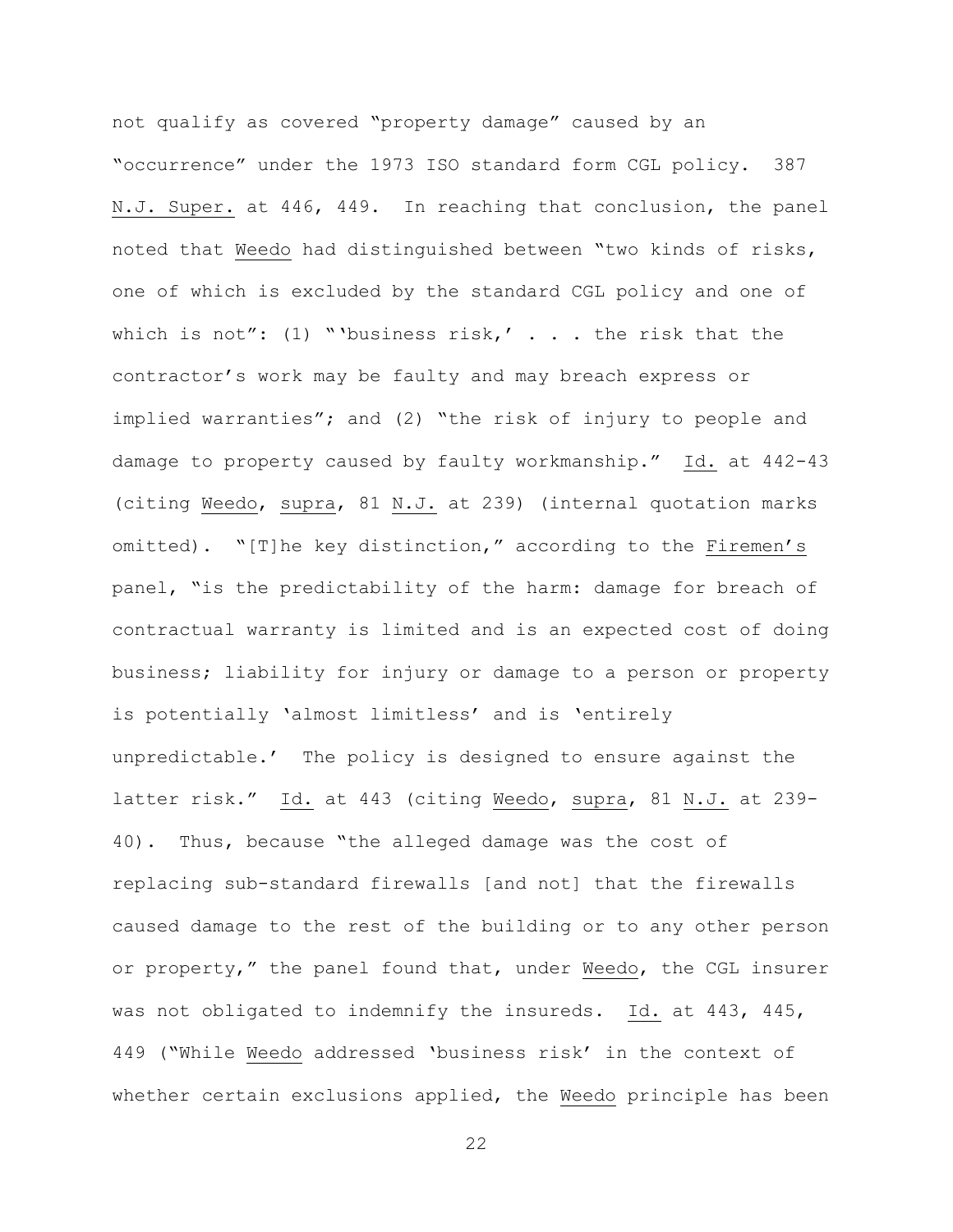not qualify as covered "property damage" caused by an "occurrence" under the 1973 ISO standard form CGL policy. 387 N.J. Super. at 446, 449. In reaching that conclusion, the panel noted that Weedo had distinguished between "two kinds of risks, one of which is excluded by the standard CGL policy and one of which is not": (1) "'business risk,' . . . the risk that the contractor's work may be faulty and may breach express or implied warranties"; and (2) "the risk of injury to people and damage to property caused by faulty workmanship." Id. at 442-43 (citing Weedo, supra, 81 N.J. at 239) (internal quotation marks omitted). "[T]he key distinction," according to the Firemen's panel, "is the predictability of the harm: damage for breach of contractual warranty is limited and is an expected cost of doing business; liability for injury or damage to a person or property is potentially 'almost limitless' and is 'entirely unpredictable.' The policy is designed to ensure against the latter risk." Id. at 443 (citing Weedo, supra, 81 N.J. at 239-40). Thus, because "the alleged damage was the cost of replacing sub-standard firewalls [and not] that the firewalls caused damage to the rest of the building or to any other person or property," the panel found that, under Weedo, the CGL insurer was not obligated to indemnify the insureds. Id. at 443, 445, 449 ("While Weedo addressed 'business risk' in the context of whether certain exclusions applied, the Weedo principle has been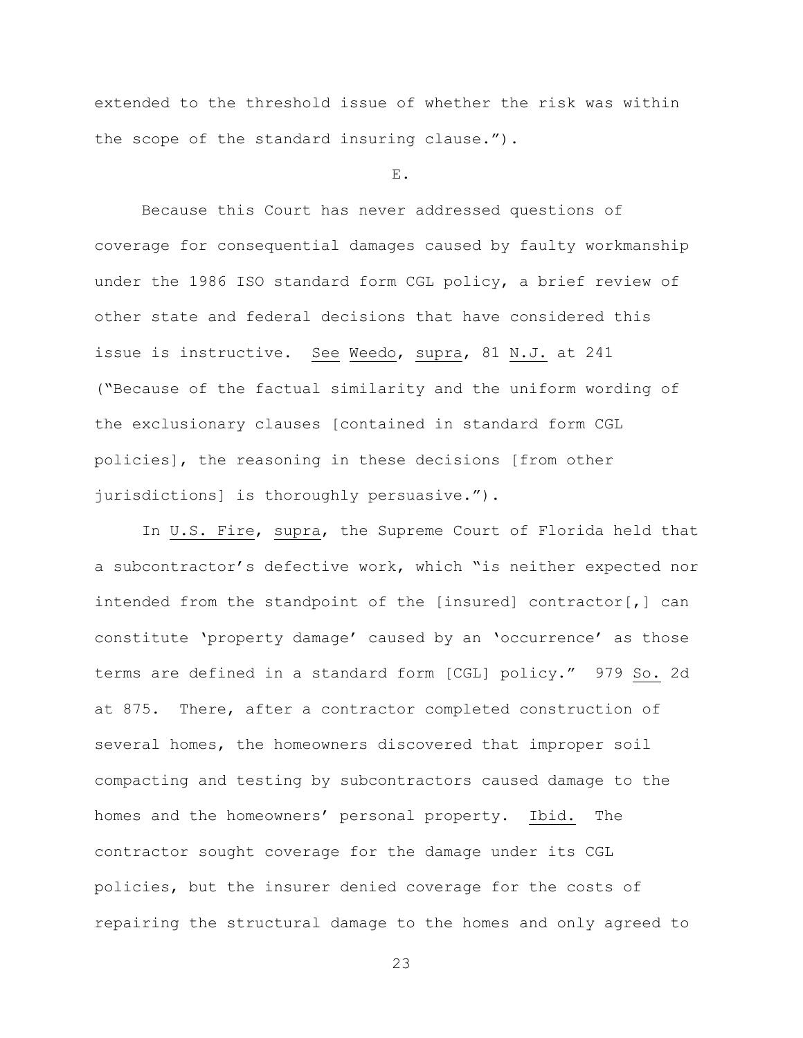extended to the threshold issue of whether the risk was within the scope of the standard insuring clause.").

E.

Because this Court has never addressed questions of coverage for consequential damages caused by faulty workmanship under the 1986 ISO standard form CGL policy, a brief review of other state and federal decisions that have considered this issue is instructive. See Weedo, supra, 81 N.J. at 241 ("Because of the factual similarity and the uniform wording of the exclusionary clauses [contained in standard form CGL policies], the reasoning in these decisions [from other jurisdictions] is thoroughly persuasive.").

In U.S. Fire, supra, the Supreme Court of Florida held that a subcontractor's defective work, which "is neither expected nor intended from the standpoint of the [insured] contractor[,] can constitute 'property damage' caused by an 'occurrence' as those terms are defined in a standard form [CGL] policy." 979 So. 2d at 875. There, after a contractor completed construction of several homes, the homeowners discovered that improper soil compacting and testing by subcontractors caused damage to the homes and the homeowners' personal property. Ibid. The contractor sought coverage for the damage under its CGL policies, but the insurer denied coverage for the costs of repairing the structural damage to the homes and only agreed to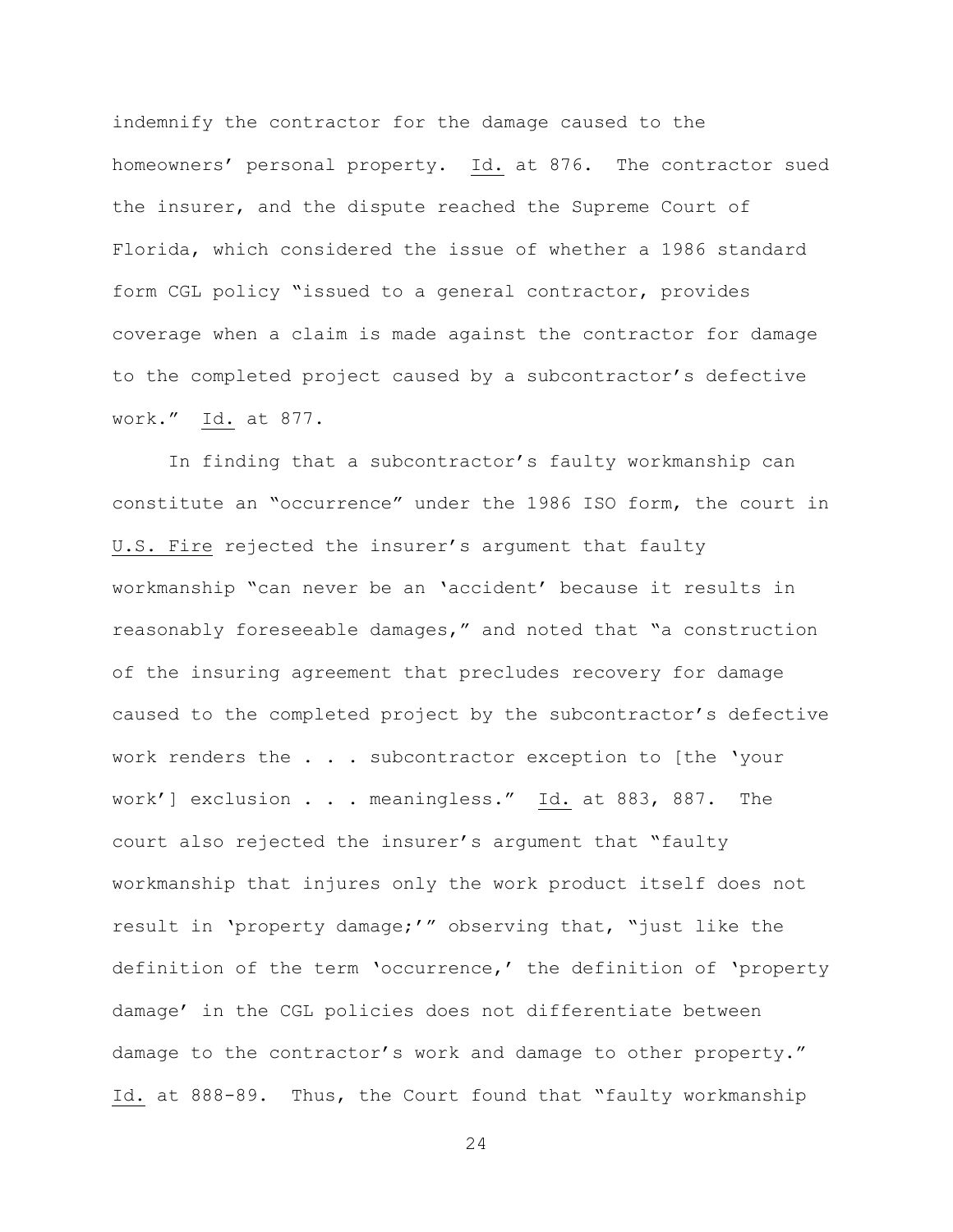indemnify the contractor for the damage caused to the homeowners' personal property. Id. at 876. The contractor sued the insurer, and the dispute reached the Supreme Court of Florida, which considered the issue of whether a 1986 standard form CGL policy "issued to a general contractor, provides coverage when a claim is made against the contractor for damage to the completed project caused by a subcontractor's defective work." Id. at 877.

In finding that a subcontractor's faulty workmanship can constitute an "occurrence" under the 1986 ISO form, the court in U.S. Fire rejected the insurer's argument that faulty workmanship "can never be an 'accident' because it results in reasonably foreseeable damages," and noted that "a construction of the insuring agreement that precludes recovery for damage caused to the completed project by the subcontractor's defective work renders the . . . subcontractor exception to [the 'your work'] exclusion . . . meaningless." Id. at 883, 887. The court also rejected the insurer's argument that "faulty workmanship that injures only the work product itself does not result in 'property damage;'" observing that, "just like the definition of the term 'occurrence,' the definition of 'property damage' in the CGL policies does not differentiate between damage to the contractor's work and damage to other property." Id. at 888-89. Thus, the Court found that "faulty workmanship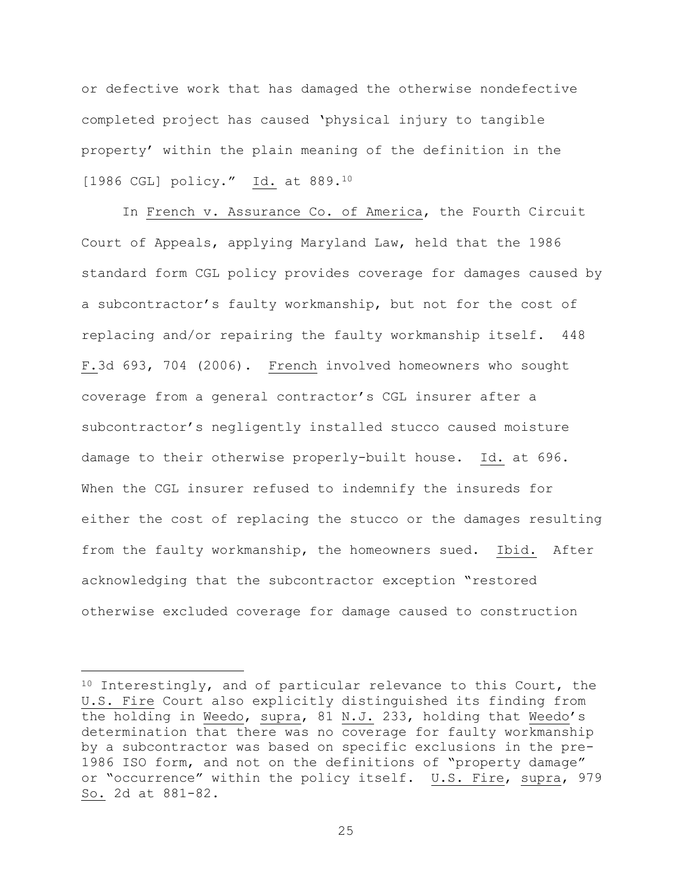or defective work that has damaged the otherwise nondefective completed project has caused 'physical injury to tangible property' within the plain meaning of the definition in the [1986 CGL] policy." Id. at 889.[10]

In French v. Assurance Co. of America, the Fourth Circuit Court of Appeals, applying Maryland Law, held that the 1986 standard form CGL policy provides coverage for damages caused by a subcontractor's faulty workmanship, but not for the cost of replacing and/or repairing the faulty workmanship itself. 448 F.3d 693, 704 (2006). French involved homeowners who sought coverage from a general contractor's CGL insurer after a subcontractor's negligently installed stucco caused moisture damage to their otherwise properly-built house. Id. at 696. When the CGL insurer refused to indemnify the insureds for either the cost of replacing the stucco or the damages resulting from the faulty workmanship, the homeowners sued. Ibid. After acknowledging that the subcontractor exception "restored otherwise excluded coverage for damage caused to construction

---

[10] Interestingly, and of particular relevance to this Court, the U.S. Fire Court also explicitly distinguished its finding from the holding in Weedo, supra, 81 N.J. 233, holding that Weedo's determination that there was no coverage for faulty workmanship by a subcontractor was based on specific exclusions in the pre-1986 ISO form, and not on the definitions of "property damage" or "occurrence" within the policy itself. U.S. Fire, supra, 979 So. 2d at 881-82.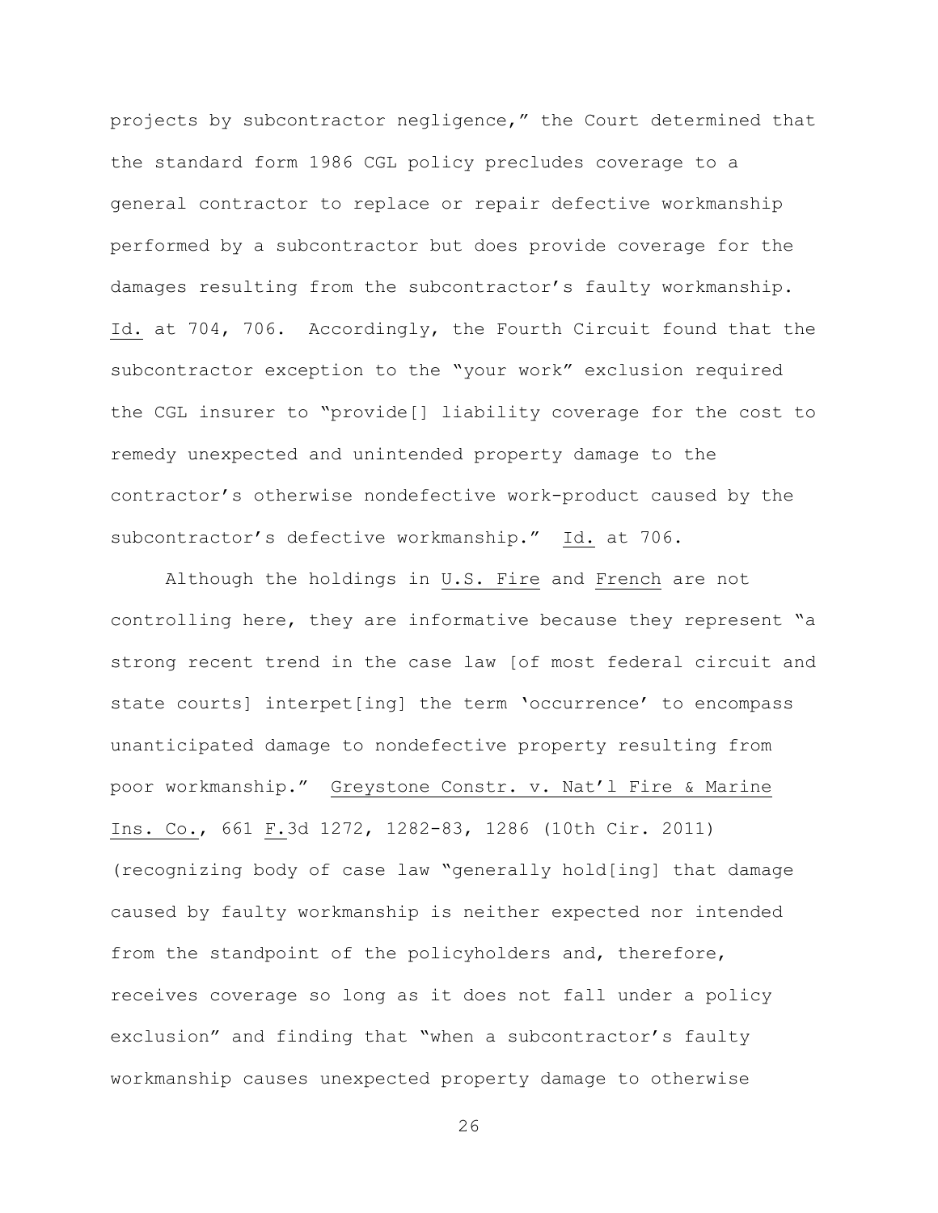projects by subcontractor negligence," the Court determined that the standard form 1986 CGL policy precludes coverage to a general contractor to replace or repair defective workmanship performed by a subcontractor but does provide coverage for the damages resulting from the subcontractor's faulty workmanship. Id. at 704, 706. Accordingly, the Fourth Circuit found that the subcontractor exception to the "your work" exclusion required the CGL insurer to "provide[] liability coverage for the cost to remedy unexpected and unintended property damage to the contractor's otherwise nondefective work-product caused by the subcontractor's defective workmanship." Id. at 706.

Although the holdings in U.S. Fire and French are not controlling here, they are informative because they represent "a strong recent trend in the case law [of most federal circuit and state courts] interpet[ing] the term 'occurrence' to encompass unanticipated damage to nondefective property resulting from poor workmanship." Greystone Constr. v. Nat'l Fire & Marine Ins. Co., 661 F.3d 1272, 1282-83, 1286 (10th Cir. 2011) (recognizing body of case law "generally hold[ing] that damage caused by faulty workmanship is neither expected nor intended from the standpoint of the policyholders and, therefore, receives coverage so long as it does not fall under a policy exclusion" and finding that "when a subcontractor's faulty workmanship causes unexpected property damage to otherwise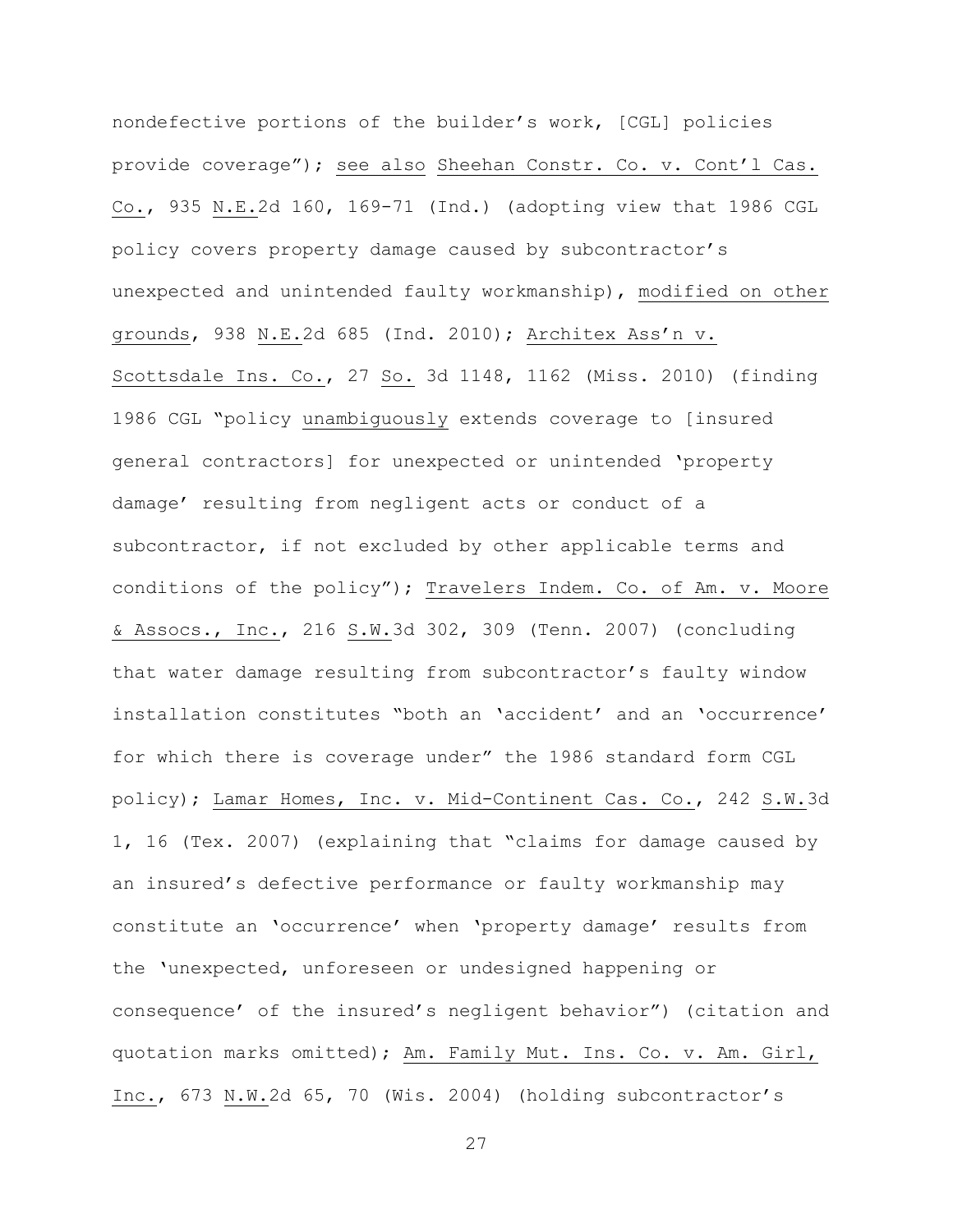nondefective portions of the builder's work, [CGL] policies provide coverage"); see also Sheehan Constr. Co. v. Cont'l Cas. Co., 935 N.E.2d 160, 169-71 (Ind.) (adopting view that 1986 CGL policy covers property damage caused by subcontractor's unexpected and unintended faulty workmanship), modified on other grounds, 938 N.E.2d 685 (Ind. 2010); Architex Ass'n v. Scottsdale Ins. Co., 27 So. 3d 1148, 1162 (Miss. 2010) (finding 1986 CGL "policy unambiguously extends coverage to [insured general contractors] for unexpected or unintended 'property damage' resulting from negligent acts or conduct of a subcontractor, if not excluded by other applicable terms and conditions of the policy"); Travelers Indem. Co. of Am. v. Moore & Assocs., Inc., 216 S.W.3d 302, 309 (Tenn. 2007) (concluding that water damage resulting from subcontractor's faulty window installation constitutes "both an 'accident' and an 'occurrence' for which there is coverage under" the 1986 standard form CGL policy); Lamar Homes, Inc. v. Mid-Continent Cas. Co., 242 S.W.3d 1, 16 (Tex. 2007) (explaining that "claims for damage caused by an insured's defective performance or faulty workmanship may constitute an 'occurrence' when 'property damage' results from the 'unexpected, unforeseen or undesigned happening or consequence' of the insured's negligent behavior") (citation and quotation marks omitted); Am. Family Mut. Ins. Co. v. Am. Girl, Inc., 673 N.W.2d 65, 70 (Wis. 2004) (holding subcontractor's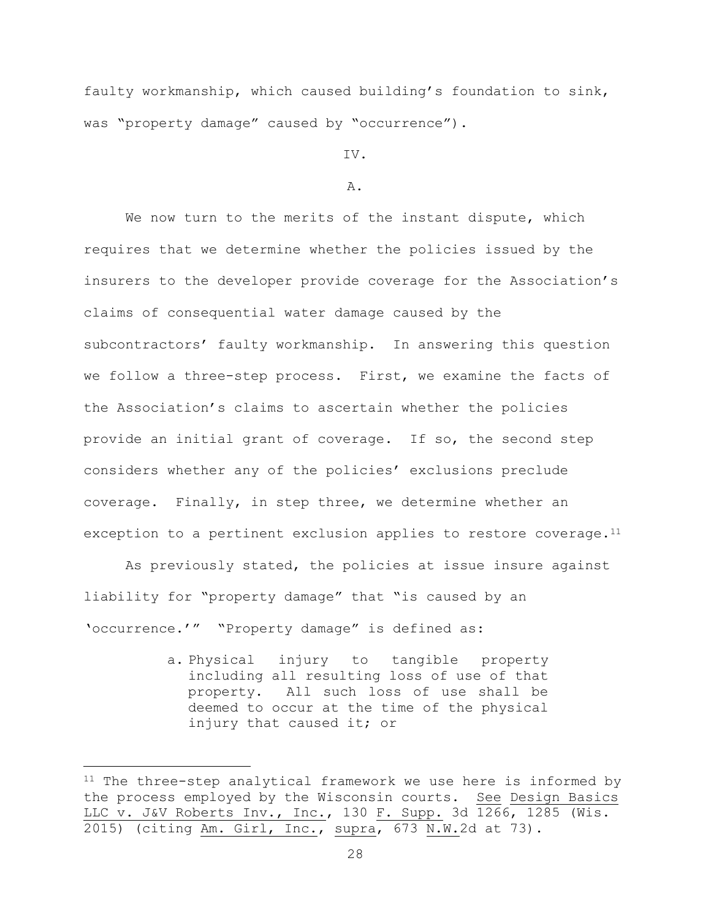faulty workmanship, which caused building's foundation to sink, was "property damage" caused by "occurrence").

IV.

A.

We now turn to the merits of the instant dispute, which requires that we determine whether the policies issued by the insurers to the developer provide coverage for the Association's claims of consequential water damage caused by the subcontractors' faulty workmanship. In answering this question we follow a three-step process. First, we examine the facts of the Association's claims to ascertain whether the policies provide an initial grant of coverage. If so, the second step considers whether any of the policies' exclusions preclude coverage. Finally, in step three, we determine whether an exception to a pertinent exclusion applies to restore coverage.[11]

As previously stated, the policies at issue insure against liability for "property damage" that "is caused by an 'occurrence.'" "Property damage" is defined as:

> a. Physical injury to tangible property including all resulting loss of use of that property. All such loss of use shall be deemed to occur at the time of the physical injury that caused it; or

---

[11] The three-step analytical framework we use here is informed by the process employed by the Wisconsin courts. See Design Basics LLC v. J&V Roberts Inv., Inc., 130 F. Supp. 3d 1266, 1285 (Wis. 2015) (citing Am. Girl, Inc., supra, 673 N.W.2d at 73).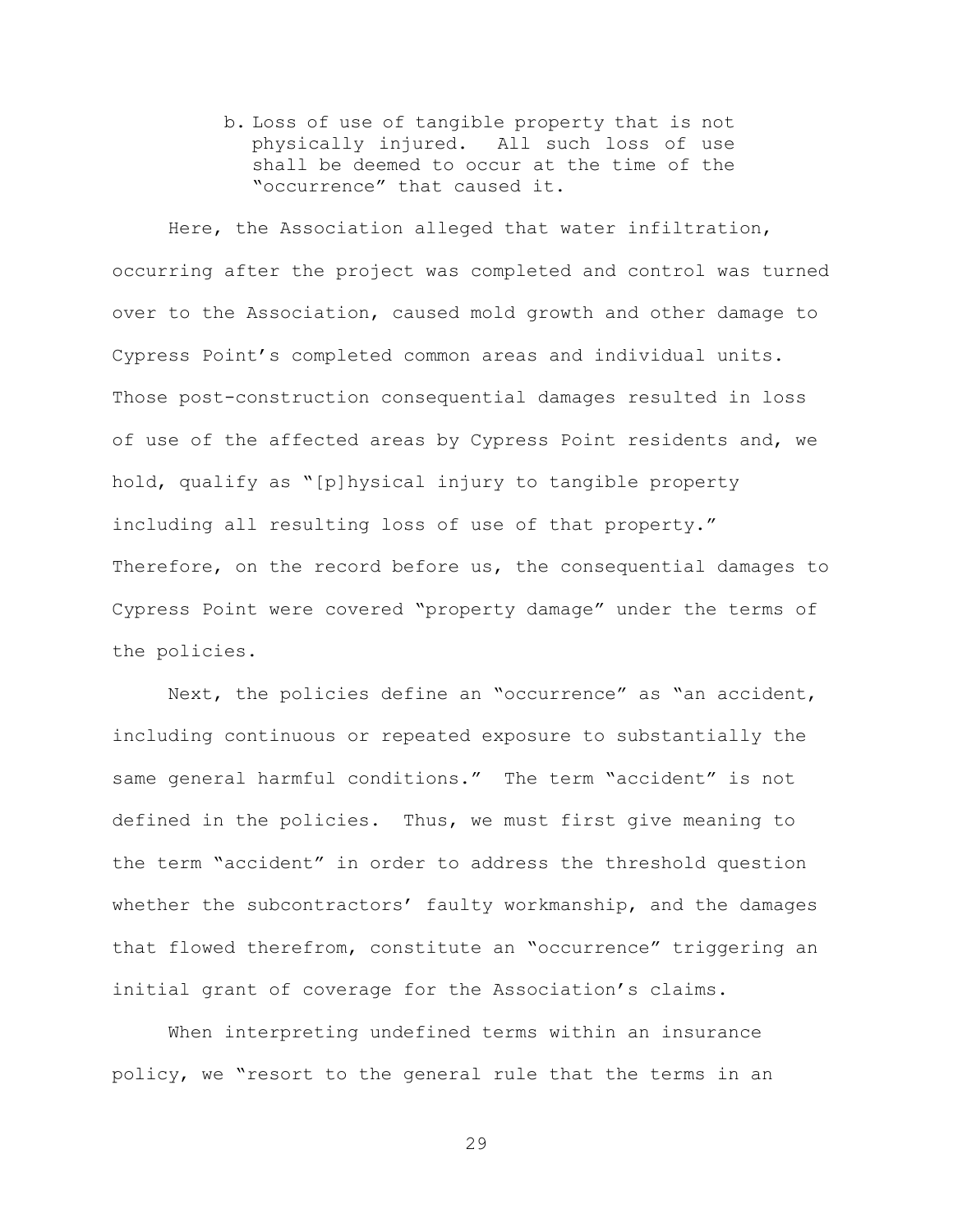b. Loss of use of tangible property that is not physically injured. All such loss of use shall be deemed to occur at the time of the "occurrence" that caused it.

Here, the Association alleged that water infiltration, occurring after the project was completed and control was turned over to the Association, caused mold growth and other damage to Cypress Point's completed common areas and individual units. Those post-construction consequential damages resulted in loss of use of the affected areas by Cypress Point residents and, we hold, qualify as "[p]hysical injury to tangible property including all resulting loss of use of that property." Therefore, on the record before us, the consequential damages to Cypress Point were covered "property damage" under the terms of the policies.

Next, the policies define an "occurrence" as "an accident, including continuous or repeated exposure to substantially the same general harmful conditions." The term "accident" is not defined in the policies. Thus, we must first give meaning to the term "accident" in order to address the threshold question whether the subcontractors' faulty workmanship, and the damages that flowed therefrom, constitute an "occurrence" triggering an initial grant of coverage for the Association's claims.

When interpreting undefined terms within an insurance policy, we "resort to the general rule that the terms in an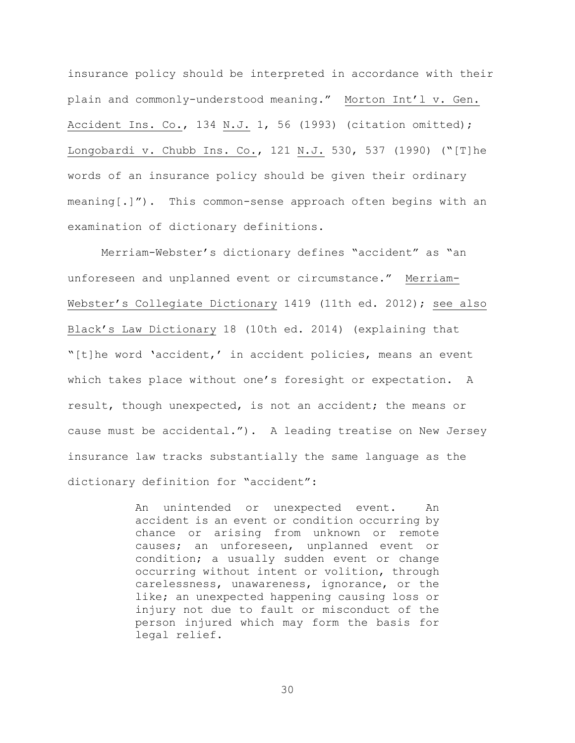insurance policy should be interpreted in accordance with their plain and commonly-understood meaning." Morton Int'l v. Gen. Accident Ins. Co., 134 N.J. 1, 56 (1993) (citation omitted); Longobardi v. Chubb Ins. Co., 121 N.J. 530, 537 (1990) ("[T]he words of an insurance policy should be given their ordinary meaning[.]"). This common-sense approach often begins with an examination of dictionary definitions.

Merriam-Webster's dictionary defines "accident" as "an unforeseen and unplanned event or circumstance." Merriam-Webster's Collegiate Dictionary 1419 (11th ed. 2012); see also Black's Law Dictionary 18 (10th ed. 2014) (explaining that "[t]he word 'accident,' in accident policies, means an event which takes place without one's foresight or expectation. A result, though unexpected, is not an accident; the means or cause must be accidental."). A leading treatise on New Jersey insurance law tracks substantially the same language as the dictionary definition for "accident":

> An unintended or unexpected event. An accident is an event or condition occurring by chance or arising from unknown or remote causes; an unforeseen, unplanned event or condition; a usually sudden event or change occurring without intent or volition, through carelessness, unawareness, ignorance, or the like; an unexpected happening causing loss or injury not due to fault or misconduct of the person injured which may form the basis for legal relief.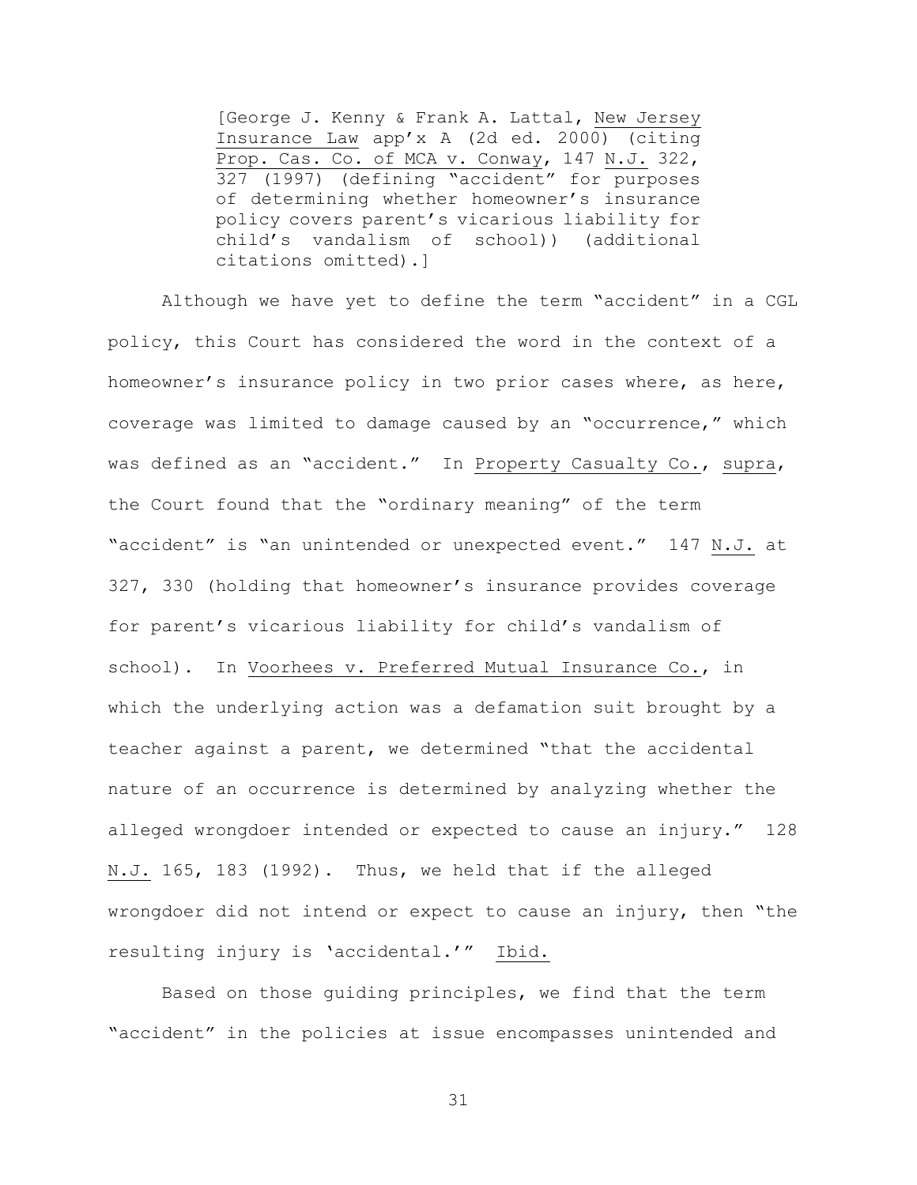> [George J. Kenny & Frank A. Lattal, New Jersey Insurance Law app'x A (2d ed. 2000) (citing Prop. Cas. Co. of MCA v. Conway, 147 N.J. 322, 327 (1997) (defining "accident" for purposes of determining whether homeowner's insurance policy covers parent's vicarious liability for child's vandalism of school)) (additional citations omitted).]

Although we have yet to define the term "accident" in a CGL policy, this Court has considered the word in the context of a homeowner's insurance policy in two prior cases where, as here, coverage was limited to damage caused by an "occurrence," which was defined as an "accident." In Property Casualty Co., supra, the Court found that the "ordinary meaning" of the term "accident" is "an unintended or unexpected event." 147 N.J. at 327, 330 (holding that homeowner's insurance provides coverage for parent's vicarious liability for child's vandalism of school). In Voorhees v. Preferred Mutual Insurance Co., in which the underlying action was a defamation suit brought by a teacher against a parent, we determined "that the accidental nature of an occurrence is determined by analyzing whether the alleged wrongdoer intended or expected to cause an injury." 128 N.J. 165, 183 (1992). Thus, we held that if the alleged wrongdoer did not intend or expect to cause an injury, then "the resulting injury is 'accidental.'" Ibid.

Based on those guiding principles, we find that the term "accident" in the policies at issue encompasses unintended and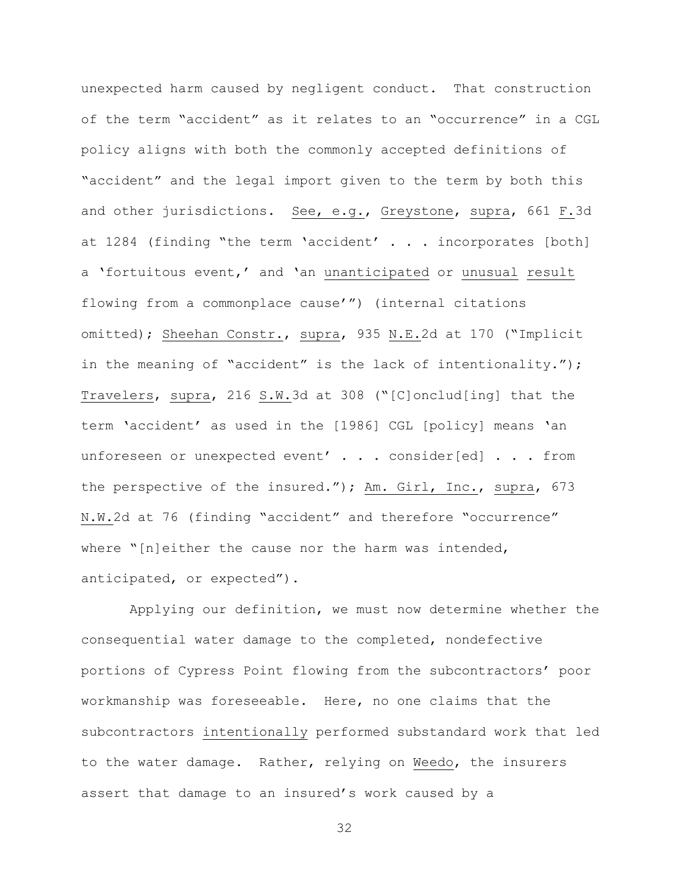unexpected harm caused by negligent conduct. That construction of the term "accident" as it relates to an "occurrence" in a CGL policy aligns with both the commonly accepted definitions of "accident" and the legal import given to the term by both this and other jurisdictions. See, e.g., Greystone, supra, 661 F.3d at 1284 (finding "the term 'accident' . . . incorporates [both] a 'fortuitous event,' and 'an unanticipated or unusual result flowing from a commonplace cause'") (internal citations omitted); Sheehan Constr., supra, 935 N.E.2d at 170 ("Implicit in the meaning of "accident" is the lack of intentionality."); Travelers, supra, 216 S.W.3d at 308 ("[C]onclud[ing] that the term 'accident' as used in the [1986] CGL [policy] means 'an unforeseen or unexpected event' . . . consider[ed] . . . from the perspective of the insured."); Am. Girl, Inc., supra, 673 N.W.2d at 76 (finding "accident" and therefore "occurrence" where "[n]either the cause nor the harm was intended, anticipated, or expected").

Applying our definition, we must now determine whether the consequential water damage to the completed, nondefective portions of Cypress Point flowing from the subcontractors' poor workmanship was foreseeable. Here, no one claims that the subcontractors intentionally performed substandard work that led to the water damage. Rather, relying on Weedo, the insurers assert that damage to an insured's work caused by a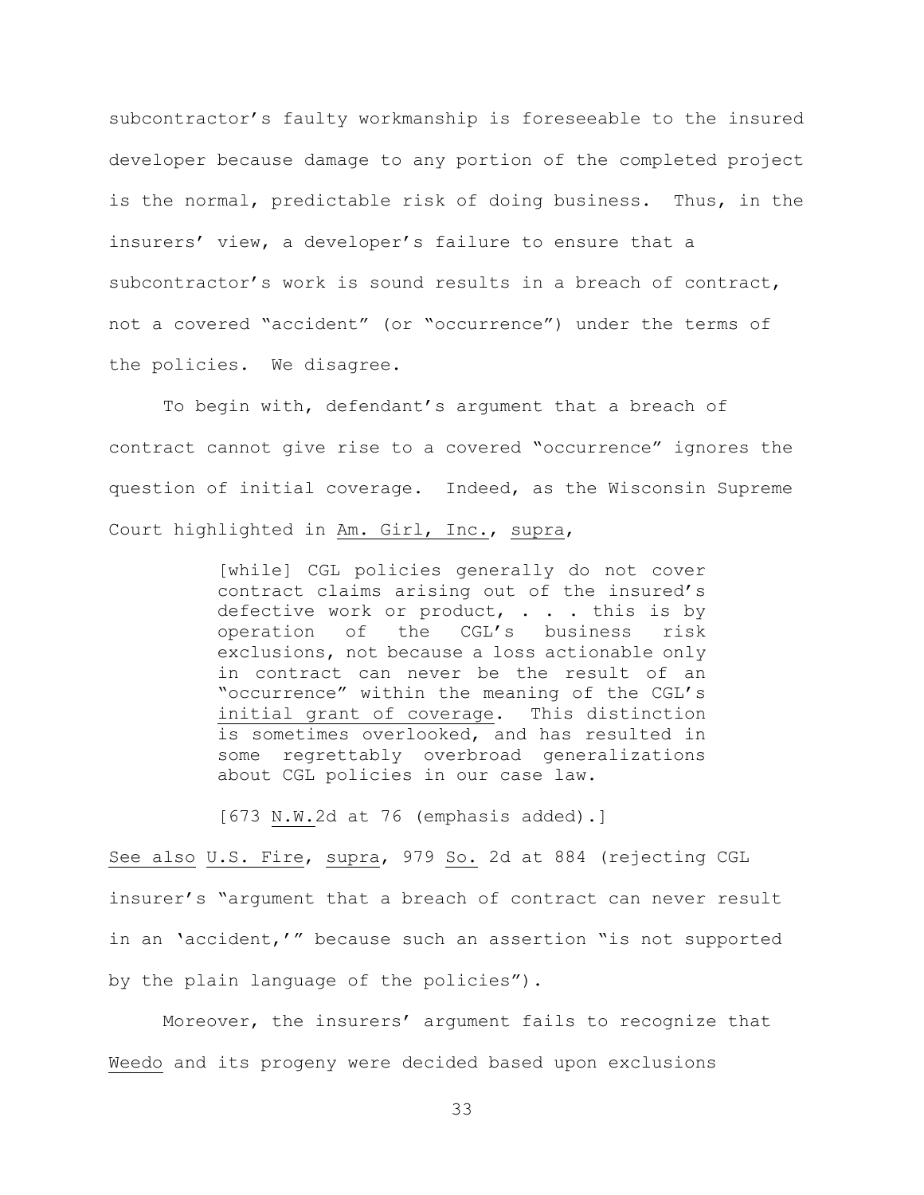subcontractor's faulty workmanship is foreseeable to the insured developer because damage to any portion of the completed project is the normal, predictable risk of doing business. Thus, in the insurers' view, a developer's failure to ensure that a subcontractor's work is sound results in a breach of contract, not a covered "accident" (or "occurrence") under the terms of the policies. We disagree.

To begin with, defendant's argument that a breach of contract cannot give rise to a covered "occurrence" ignores the question of initial coverage. Indeed, as the Wisconsin Supreme Court highlighted in Am. Girl, Inc., supra,

> [while] CGL policies generally do not cover contract claims arising out of the insured's defective work or product, . . . this is by operation of the CGL's business risk exclusions, not because a loss actionable only in contract can never be the result of an "occurrence" within the meaning of the CGL's initial grant of coverage. This distinction is sometimes overlooked, and has resulted in some regrettably overbroad generalizations about CGL policies in our case law.
>
> [673 N.W.2d at 76 (emphasis added).]

See also U.S. Fire, supra, 979 So. 2d at 884 (rejecting CGL insurer's "argument that a breach of contract can never result in an 'accident,'" because such an assertion "is not supported by the plain language of the policies").

Moreover, the insurers' argument fails to recognize that Weedo and its progeny were decided based upon exclusions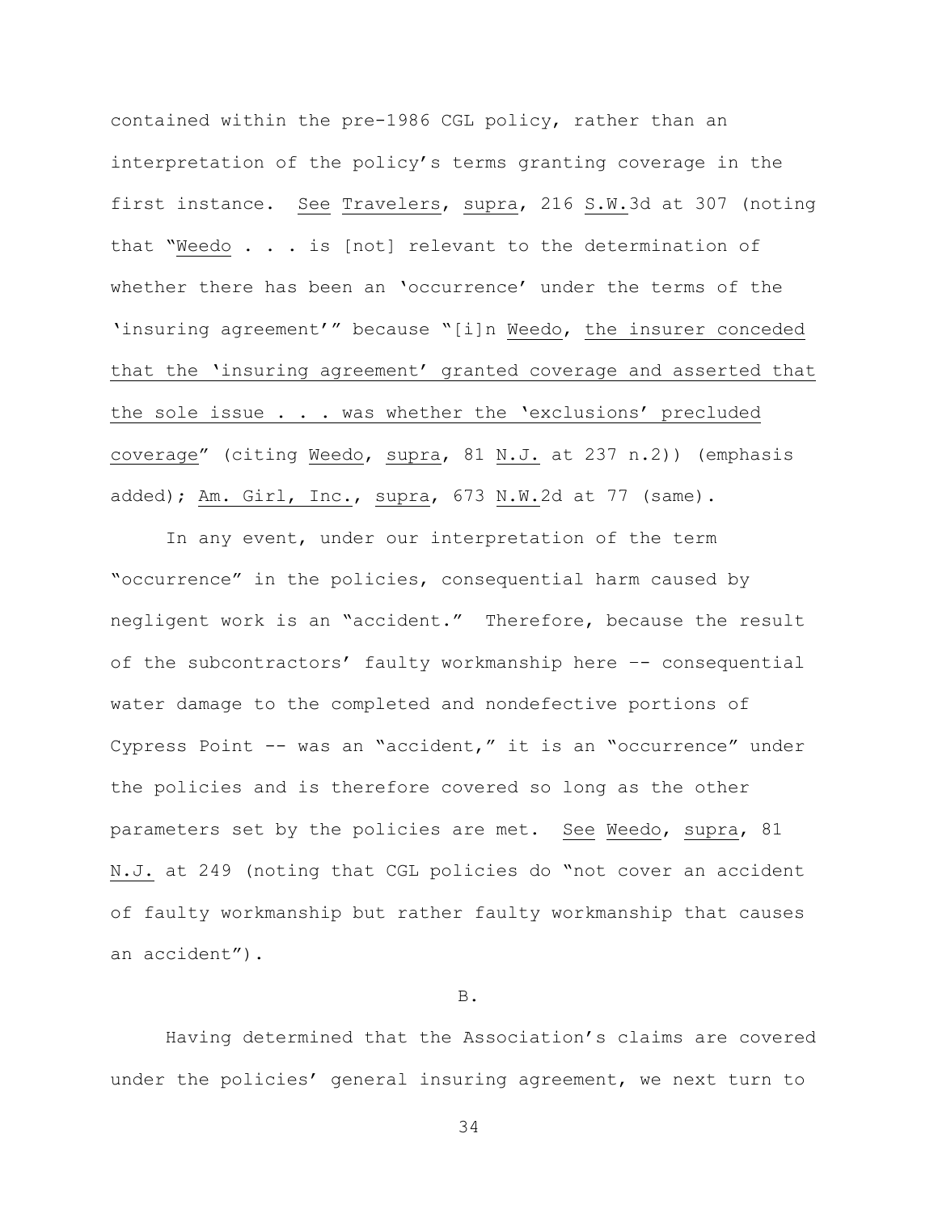contained within the pre-1986 CGL policy, rather than an interpretation of the policy's terms granting coverage in the first instance. See Travelers, supra, 216 S.W.3d at 307 (noting that "Weedo . . . is [not] relevant to the determination of whether there has been an 'occurrence' under the terms of the 'insuring agreement'" because "[i]n Weedo, the insurer conceded that the 'insuring agreement' granted coverage and asserted that the sole issue . . . was whether the 'exclusions' precluded coverage" (citing Weedo, supra, 81 N.J. at 237 n.2)) (emphasis added); Am. Girl, Inc., supra, 673 N.W.2d at 77 (same).

In any event, under our interpretation of the term "occurrence" in the policies, consequential harm caused by negligent work is an "accident." Therefore, because the result of the subcontractors' faulty workmanship here –- consequential water damage to the completed and nondefective portions of Cypress Point -- was an "accident," it is an "occurrence" under the policies and is therefore covered so long as the other parameters set by the policies are met. See Weedo, supra, 81 N.J. at 249 (noting that CGL policies do "not cover an accident of faulty workmanship but rather faulty workmanship that causes an accident").

B.

Having determined that the Association's claims are covered under the policies' general insuring agreement, we next turn to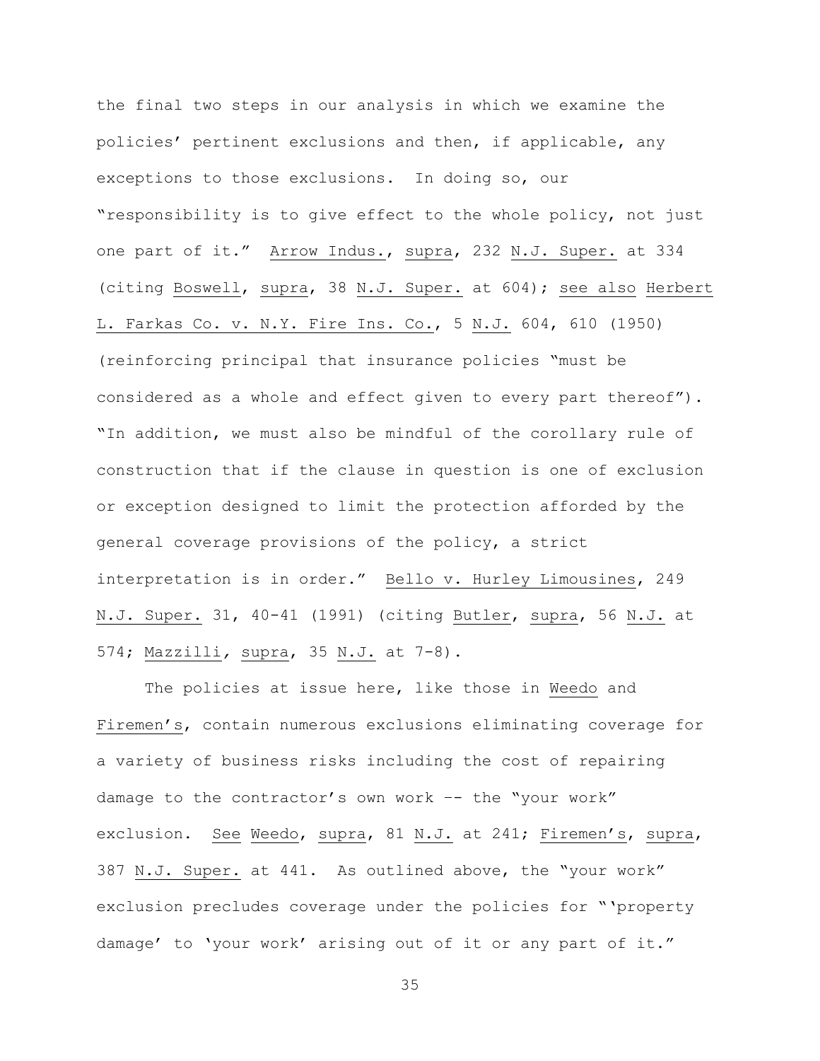the final two steps in our analysis in which we examine the policies' pertinent exclusions and then, if applicable, any exceptions to those exclusions. In doing so, our "responsibility is to give effect to the whole policy, not just one part of it." Arrow Indus., supra, 232 N.J. Super. at 334 (citing Boswell, supra, 38 N.J. Super. at 604); see also Herbert L. Farkas Co. v. N.Y. Fire Ins. Co., 5 N.J. 604, 610 (1950) (reinforcing principal that insurance policies "must be considered as a whole and effect given to every part thereof"). "In addition, we must also be mindful of the corollary rule of construction that if the clause in question is one of exclusion or exception designed to limit the protection afforded by the general coverage provisions of the policy, a strict interpretation is in order." Bello v. Hurley Limousines, 249 N.J. Super. 31, 40-41 (1991) (citing Butler, supra, 56 N.J. at 574; Mazzilli, supra, 35 N.J. at 7-8).

The policies at issue here, like those in Weedo and Firemen's, contain numerous exclusions eliminating coverage for a variety of business risks including the cost of repairing damage to the contractor's own work -- the "your work" exclusion. See Weedo, supra, 81 N.J. at 241; Firemen's, supra, 387 N.J. Super. at 441. As outlined above, the "your work" exclusion precludes coverage under the policies for "'property damage' to 'your work' arising out of it or any part of it."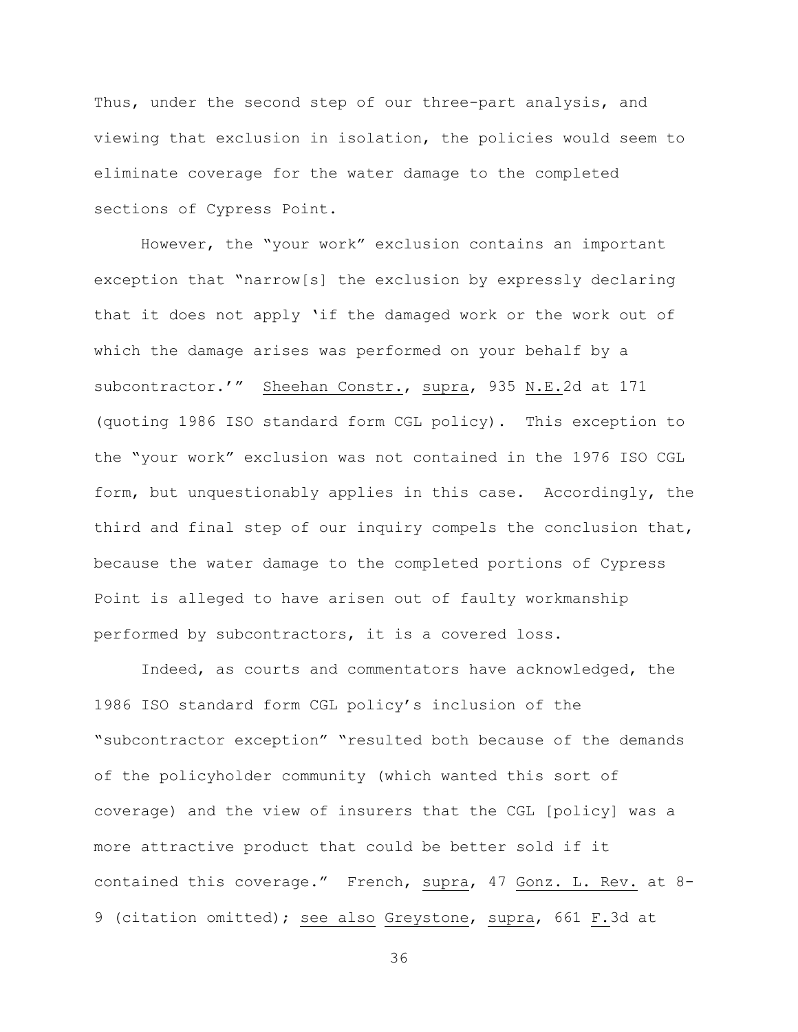Thus, under the second step of our three-part analysis, and viewing that exclusion in isolation, the policies would seem to eliminate coverage for the water damage to the completed sections of Cypress Point.

However, the "your work" exclusion contains an important exception that "narrow[s] the exclusion by expressly declaring that it does not apply 'if the damaged work or the work out of which the damage arises was performed on your behalf by a subcontractor.'" Sheehan Constr., supra, 935 N.E.2d at 171 (quoting 1986 ISO standard form CGL policy). This exception to the "your work" exclusion was not contained in the 1976 ISO CGL form, but unquestionably applies in this case. Accordingly, the third and final step of our inquiry compels the conclusion that, because the water damage to the completed portions of Cypress Point is alleged to have arisen out of faulty workmanship performed by subcontractors, it is a covered loss.

Indeed, as courts and commentators have acknowledged, the 1986 ISO standard form CGL policy's inclusion of the "subcontractor exception" "resulted both because of the demands of the policyholder community (which wanted this sort of coverage) and the view of insurers that the CGL [policy] was a more attractive product that could be better sold if it contained this coverage." French, supra, 47 Gonz. L. Rev. at 8-9 (citation omitted); see also Greystone, supra, 661 F.3d at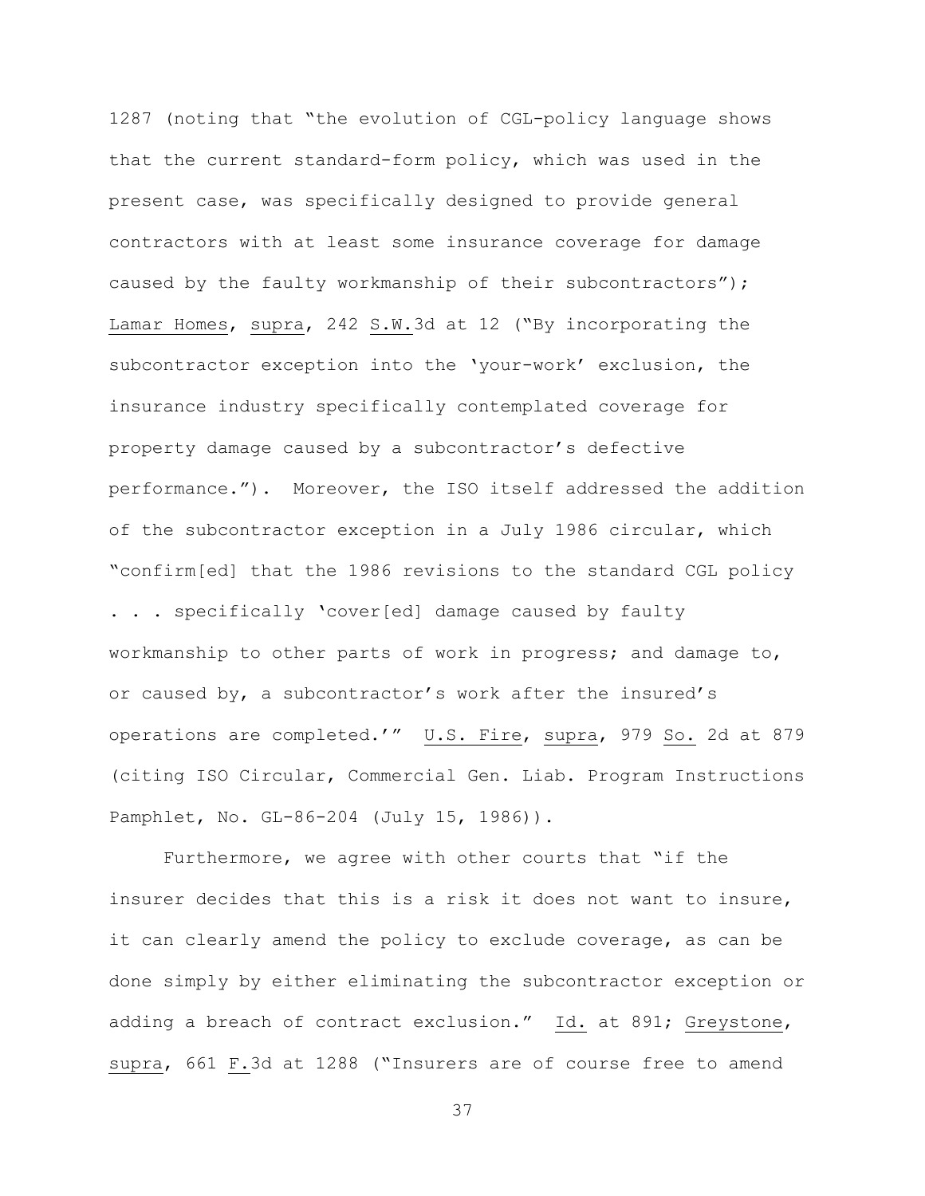1287 (noting that "the evolution of CGL-policy language shows that the current standard-form policy, which was used in the present case, was specifically designed to provide general contractors with at least some insurance coverage for damage caused by the faulty workmanship of their subcontractors"); Lamar Homes, supra, 242 S.W.3d at 12 ("By incorporating the subcontractor exception into the 'your-work' exclusion, the insurance industry specifically contemplated coverage for property damage caused by a subcontractor's defective performance."). Moreover, the ISO itself addressed the addition of the subcontractor exception in a July 1986 circular, which "confirm[ed] that the 1986 revisions to the standard CGL policy . . . specifically 'cover[ed] damage caused by faulty workmanship to other parts of work in progress; and damage to, or caused by, a subcontractor's work after the insured's operations are completed.'" U.S. Fire, supra, 979 So. 2d at 879 (citing ISO Circular, Commercial Gen. Liab. Program Instructions Pamphlet, No. GL-86-204 (July 15, 1986)).

Furthermore, we agree with other courts that "if the insurer decides that this is a risk it does not want to insure, it can clearly amend the policy to exclude coverage, as can be done simply by either eliminating the subcontractor exception or adding a breach of contract exclusion." Id. at 891; Greystone, supra, 661 F.3d at 1288 ("Insurers are of course free to amend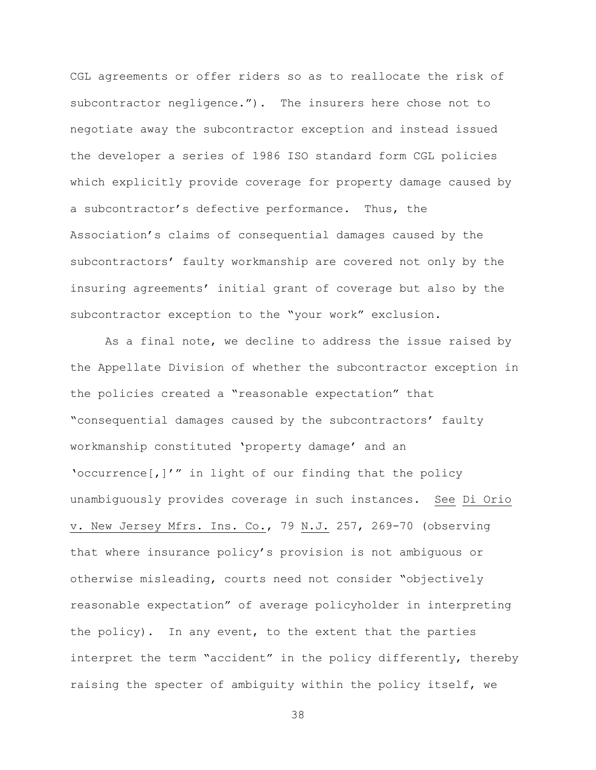CGL agreements or offer riders so as to reallocate the risk of subcontractor negligence."). The insurers here chose not to negotiate away the subcontractor exception and instead issued the developer a series of 1986 ISO standard form CGL policies which explicitly provide coverage for property damage caused by a subcontractor's defective performance. Thus, the Association's claims of consequential damages caused by the subcontractors' faulty workmanship are covered not only by the insuring agreements' initial grant of coverage but also by the subcontractor exception to the "your work" exclusion.

As a final note, we decline to address the issue raised by the Appellate Division of whether the subcontractor exception in the policies created a "reasonable expectation" that "consequential damages caused by the subcontractors' faulty workmanship constituted 'property damage' and an 'occurrence[,]'" in light of our finding that the policy unambiguously provides coverage in such instances. See Di Orio v. New Jersey Mfrs. Ins. Co., 79 N.J. 257, 269-70 (observing that where insurance policy's provision is not ambiguous or otherwise misleading, courts need not consider "objectively reasonable expectation" of average policyholder in interpreting the policy). In any event, to the extent that the parties interpret the term "accident" in the policy differently, thereby raising the specter of ambiguity within the policy itself, we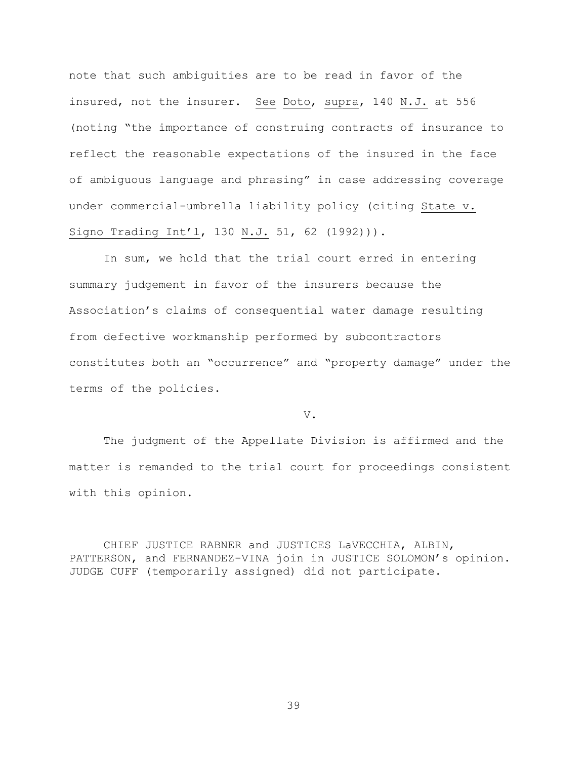note that such ambiguities are to be read in favor of the insured, not the insurer. See Doto, supra, 140 N.J. at 556 (noting "the importance of construing contracts of insurance to reflect the reasonable expectations of the insured in the face of ambiguous language and phrasing" in case addressing coverage under commercial-umbrella liability policy (citing State v. Signo Trading Int'l, 130 N.J. 51, 62 (1992))).

In sum, we hold that the trial court erred in entering summary judgement in favor of the insurers because the Association's claims of consequential water damage resulting from defective workmanship performed by subcontractors constitutes both an "occurrence" and "property damage" under the terms of the policies.

V.

The judgment of the Appellate Division is affirmed and the matter is remanded to the trial court for proceedings consistent with this opinion.

CHIEF JUSTICE RABNER and JUSTICES LaVECCHIA, ALBIN, PATTERSON, and FERNANDEZ-VINA join in JUSTICE SOLOMON's opinion. JUDGE CUFF (temporarily assigned) did not participate.